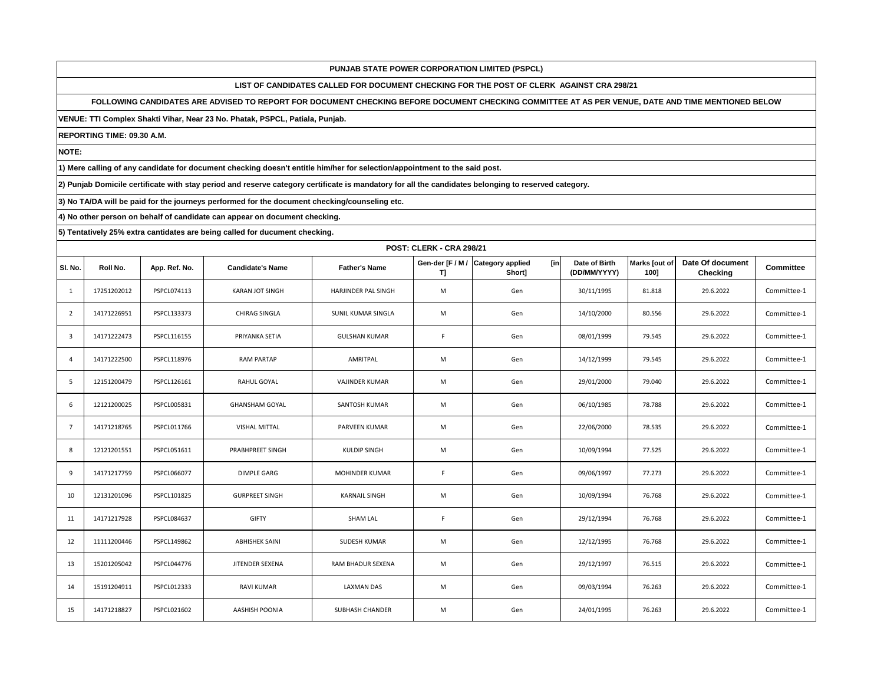# PUNJAB STATE POWER CORPORATION LIMITED (PSPCL)

## LIST OF CANDIDATES CALLED FOR DOCUMENT CHECKING FOR THE POST OF CLERK AGAINST CRA 298/21

**FOLLOWING CANDIDATES ARE ADVISED TO REPORT FOR DOCUMENT CHECKING BEFORE DOCUMENT CHECKING COMMITTEE AT AS PER VENUE, DATE AND TIME MENTIONED BELOW**

**VENUE: TTI Complex Shakti Vihar, Near 23 No. Phatak, PSPCL, Patiala, Punjab.**

**REPORTING TIME: 09.30 A.M.**

**NOTE:**

**1) Mere calling of any candidate for document checking doesn't entitle him/her for selection/appointment to the said post.**

**2) Punjab Domicile certificate with stay period and reserve category certificate is mandatory for all the candidates belonging to reserved category.**

**3) No TA/DA will be paid for the journeys performed for the document checking/counseling etc.**

**4) No other person on behalf of candidate can appear on document checking.**

**5) Tentatively 25% extra cantidates are being called for ducument checking.**

**POST: CLERK - CRA 298/21**

| Sl. No. | Roll No. | App. Ref. No. | Candidate's Name | Father's Name | Gen-der [F / M / T] | Category applied [in Short] | Date of Birth (DD/MM/YYYY) | Marks [out of 100] | Date Of document Checking | Committee |
|---|---|---|---|---|---|---|---|---|---|---|
| 1 | 17251202012 | PSPCL074113 | KARAN JOT SINGH | HARJINDER PAL SINGH | M | Gen | 30/11/1995 | 81.818 | 29.6.2022 | Committee-1 |
| 2 | 14171226951 | PSPCL133373 | CHIRAG SINGLA | SUNIL KUMAR SINGLA | M | Gen | 14/10/2000 | 80.556 | 29.6.2022 | Committee-1 |
| 3 | 14171222473 | PSPCL116155 | PRIYANKA SETIA | GULSHAN KUMAR | F | Gen | 08/01/1999 | 79.545 | 29.6.2022 | Committee-1 |
| 4 | 14171222500 | PSPCL118976 | RAM PARTAP | AMRITPAL | M | Gen | 14/12/1999 | 79.545 | 29.6.2022 | Committee-1 |
| 5 | 12151200479 | PSPCL126161 | RAHUL GOYAL | VAJINDER KUMAR | M | Gen | 29/01/2000 | 79.040 | 29.6.2022 | Committee-1 |
| 6 | 12121200025 | PSPCL005831 | GHANSHAM GOYAL | SANTOSH KUMAR | M | Gen | 06/10/1985 | 78.788 | 29.6.2022 | Committee-1 |
| 7 | 14171218765 | PSPCL011766 | VISHAL MITTAL | PARVEEN KUMAR | M | Gen | 22/06/2000 | 78.535 | 29.6.2022 | Committee-1 |
| 8 | 12121201551 | PSPCL051611 | PRABHPREET SINGH | KULDIP SINGH | M | Gen | 10/09/1994 | 77.525 | 29.6.2022 | Committee-1 |
| 9 | 14171217759 | PSPCL066077 | DIMPLE GARG | MOHINDER KUMAR | F | Gen | 09/06/1997 | 77.273 | 29.6.2022 | Committee-1 |
| 10 | 12131201096 | PSPCL101825 | GURPREET SINGH | KARNAIL SINGH | M | Gen | 10/09/1994 | 76.768 | 29.6.2022 | Committee-1 |
| 11 | 14171217928 | PSPCL084637 | GIFTY | SHAM LAL | F | Gen | 29/12/1994 | 76.768 | 29.6.2022 | Committee-1 |
| 12 | 11111200446 | PSPCL149862 | ABHISHEK SAINI | SUDESH KUMAR | M | Gen | 12/12/1995 | 76.768 | 29.6.2022 | Committee-1 |
| 13 | 15201205042 | PSPCL044776 | JITENDER SEXENA | RAM BHADUR SEXENA | M | Gen | 29/12/1997 | 76.515 | 29.6.2022 | Committee-1 |
| 14 | 15191204911 | PSPCL012333 | RAVI KUMAR | LAXMAN DAS | M | Gen | 09/03/1994 | 76.263 | 29.6.2022 | Committee-1 |
| 15 | 14171218827 | PSPCL021602 | AASHISH POONIA | SUBHASH CHANDER | M | Gen | 24/01/1995 | 76.263 | 29.6.2022 | Committee-1 |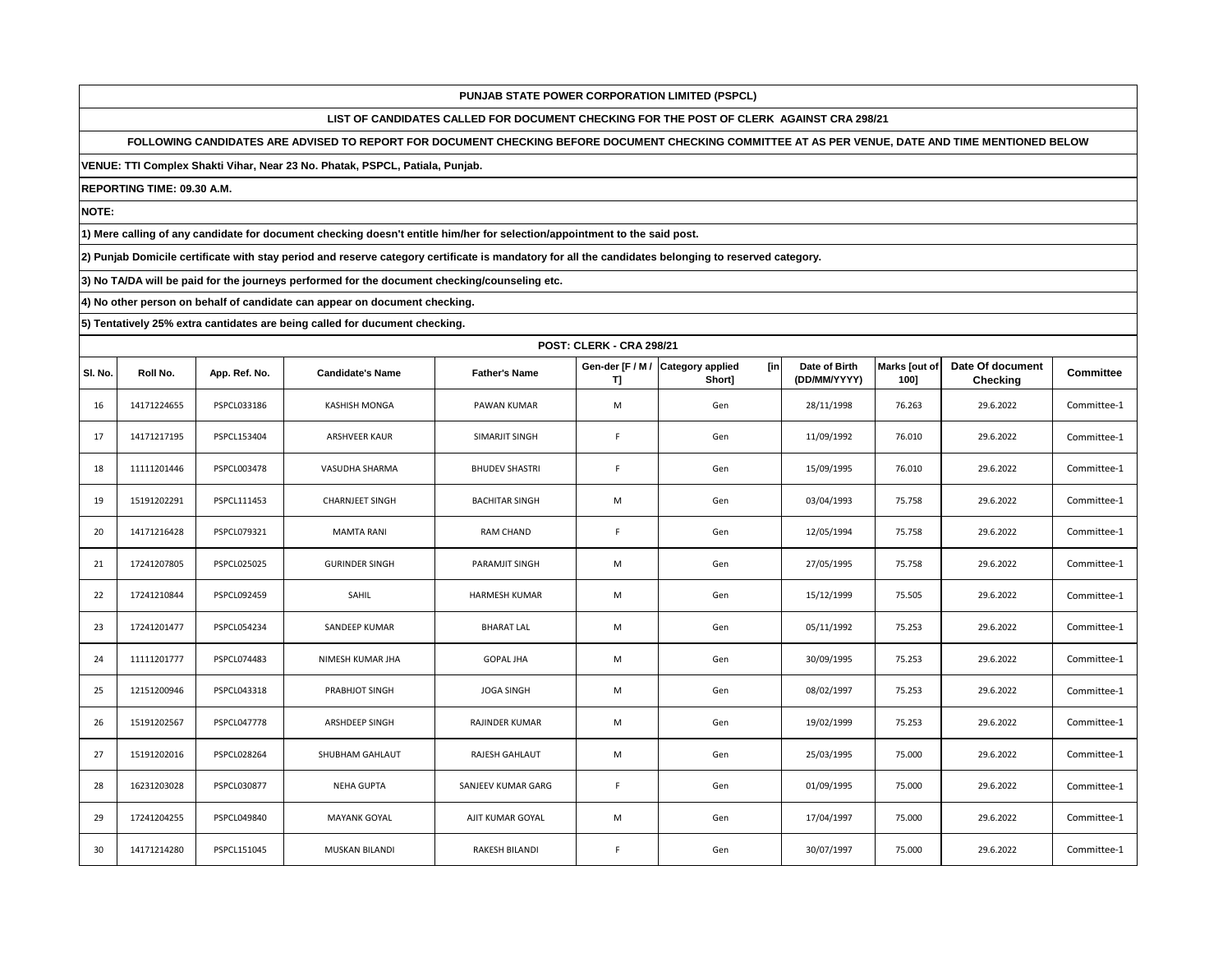**PUNJAB STATE POWER CORPORATION LIMITED (PSPCL)**

**LIST OF CANDIDATES CALLED FOR DOCUMENT CHECKING FOR THE POST OF CLERK AGAINST CRA 298/21**

**FOLLOWING CANDIDATES ARE ADVISED TO REPORT FOR DOCUMENT CHECKING BEFORE DOCUMENT CHECKING COMMITTEE AT AS PER VENUE, DATE AND TIME MENTIONED BELOW**

**VENUE: TTI Complex Shakti Vihar, Near 23 No. Phatak, PSPCL, Patiala, Punjab.**

**REPORTING TIME: 09.30 A.M.**

**NOTE:**

**1) Mere calling of any candidate for document checking doesn't entitle him/her for selection/appointment to the said post.**

**2) Punjab Domicile certificate with stay period and reserve category certificate is mandatory for all the candidates belonging to reserved category.**

**3) No TA/DA will be paid for the journeys performed for the document checking/counseling etc.**

**4) No other person on behalf of candidate can appear on document checking.**

**5) Tentatively 25% extra cantidates are being called for ducument checking.**

**POST: CLERK - CRA 298/21**

| Sl. No. | Roll No. | App. Ref. No. | Candidate's Name | Father's Name | Gen-der [F / M / T] | Category applied [in Short] | Date of Birth (DD/MM/YYYY) | Marks [out of 100] | Date Of document Checking | Committee |
|---|---|---|---|---|---|---|---|---|---|---|
| 16 | 14171224655 | PSPCL033186 | KASHISH MONGA | PAWAN KUMAR | M | Gen | 28/11/1998 | 76.263 | 29.6.2022 | Committee-1 |
| 17 | 14171217195 | PSPCL153404 | ARSHVEER KAUR | SIMARJIT SINGH | F | Gen | 11/09/1992 | 76.010 | 29.6.2022 | Committee-1 |
| 18 | 11111201446 | PSPCL003478 | VASUDHA SHARMA | BHUDEV SHASTRI | F | Gen | 15/09/1995 | 76.010 | 29.6.2022 | Committee-1 |
| 19 | 15191202291 | PSPCL111453 | CHARNJEET SINGH | BACHITAR SINGH | M | Gen | 03/04/1993 | 75.758 | 29.6.2022 | Committee-1 |
| 20 | 14171216428 | PSPCL079321 | MAMTA RANI | RAM CHAND | F | Gen | 12/05/1994 | 75.758 | 29.6.2022 | Committee-1 |
| 21 | 17241207805 | PSPCL025025 | GURINDER SINGH | PARAMJIT SINGH | M | Gen | 27/05/1995 | 75.758 | 29.6.2022 | Committee-1 |
| 22 | 17241210844 | PSPCL092459 | SAHIL | HARMESH KUMAR | M | Gen | 15/12/1999 | 75.505 | 29.6.2022 | Committee-1 |
| 23 | 17241201477 | PSPCL054234 | SANDEEP KUMAR | BHARAT LAL | M | Gen | 05/11/1992 | 75.253 | 29.6.2022 | Committee-1 |
| 24 | 11111201777 | PSPCL074483 | NIMESH KUMAR JHA | GOPAL JHA | M | Gen | 30/09/1995 | 75.253 | 29.6.2022 | Committee-1 |
| 25 | 12151200946 | PSPCL043318 | PRABHJOT SINGH | JOGA SINGH | M | Gen | 08/02/1997 | 75.253 | 29.6.2022 | Committee-1 |
| 26 | 15191202567 | PSPCL047778 | ARSHDEEP SINGH | RAJINDER KUMAR | M | Gen | 19/02/1999 | 75.253 | 29.6.2022 | Committee-1 |
| 27 | 15191202016 | PSPCL028264 | SHUBHAM GAHLAUT | RAJESH GAHLAUT | M | Gen | 25/03/1995 | 75.000 | 29.6.2022 | Committee-1 |
| 28 | 16231203028 | PSPCL030877 | NEHA GUPTA | SANJEEV KUMAR GARG | F | Gen | 01/09/1995 | 75.000 | 29.6.2022 | Committee-1 |
| 29 | 17241204255 | PSPCL049840 | MAYANK GOYAL | AJIT KUMAR GOYAL | M | Gen | 17/04/1997 | 75.000 | 29.6.2022 | Committee-1 |
| 30 | 14171214280 | PSPCL151045 | MUSKAN BILANDI | RAKESH BILANDI | F | Gen | 30/07/1997 | 75.000 | 29.6.2022 | Committee-1 |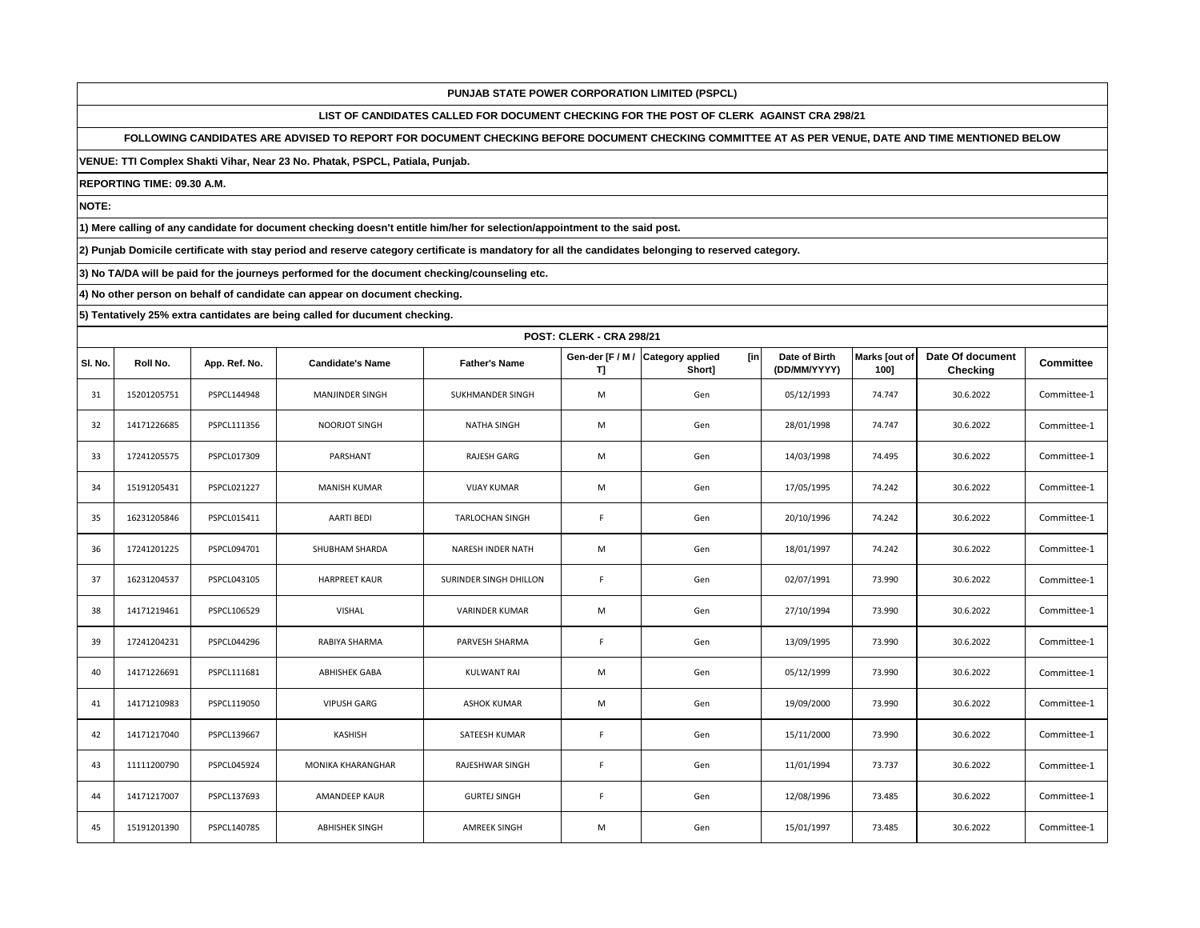**PUNJAB STATE POWER CORPORATION LIMITED (PSPCL)**

**LIST OF CANDIDATES CALLED FOR DOCUMENT CHECKING FOR THE POST OF CLERK AGAINST CRA 298/21**

**FOLLOWING CANDIDATES ARE ADVISED TO REPORT FOR DOCUMENT CHECKING BEFORE DOCUMENT CHECKING COMMITTEE AT AS PER VENUE, DATE AND TIME MENTIONED BELOW**

**VENUE: TTI Complex Shakti Vihar, Near 23 No. Phatak, PSPCL, Patiala, Punjab.**

**REPORTING TIME: 09.30 A.M.**

**NOTE:**

**1) Mere calling of any candidate for document checking doesn't entitle him/her for selection/appointment to the said post.**

**2) Punjab Domicile certificate with stay period and reserve category certificate is mandatory for all the candidates belonging to reserved category.**

**3) No TA/DA will be paid for the journeys performed for the document checking/counseling etc.**

**4) No other person on behalf of candidate can appear on document checking.**

**5) Tentatively 25% extra cantidates are being called for ducument checking.**

**POST: CLERK - CRA 298/21**

| Sl. No. | Roll No. | App. Ref. No. | Candidate's Name | Father's Name | Gen-der [F / M / T] | Category applied [in Short] | Date of Birth (DD/MM/YYYY) | Marks [out of 100] | Date Of document Checking | Committee |
|---|---|---|---|---|---|---|---|---|---|---|
| 31 | 15201205751 | PSPCL144948 | MANJINDER SINGH | SUKHMANDER SINGH | M | Gen | 05/12/1993 | 74.747 | 30.6.2022 | Committee-1 |
| 32 | 14171226685 | PSPCL111356 | NOORJOT SINGH | NATHA SINGH | M | Gen | 28/01/1998 | 74.747 | 30.6.2022 | Committee-1 |
| 33 | 17241205575 | PSPCL017309 | PARSHANT | RAJESH GARG | M | Gen | 14/03/1998 | 74.495 | 30.6.2022 | Committee-1 |
| 34 | 15191205431 | PSPCL021227 | MANISH KUMAR | VIJAY KUMAR | M | Gen | 17/05/1995 | 74.242 | 30.6.2022 | Committee-1 |
| 35 | 16231205846 | PSPCL015411 | AARTI BEDI | TARLOCHAN SINGH | F | Gen | 20/10/1996 | 74.242 | 30.6.2022 | Committee-1 |
| 36 | 17241201225 | PSPCL094701 | SHUBHAM SHARDA | NARESH INDER NATH | M | Gen | 18/01/1997 | 74.242 | 30.6.2022 | Committee-1 |
| 37 | 16231204537 | PSPCL043105 | HARPREET KAUR | SURINDER SINGH DHILLON | F | Gen | 02/07/1991 | 73.990 | 30.6.2022 | Committee-1 |
| 38 | 14171219461 | PSPCL106529 | VISHAL | VARINDER KUMAR | M | Gen | 27/10/1994 | 73.990 | 30.6.2022 | Committee-1 |
| 39 | 17241204231 | PSPCL044296 | RABIYA SHARMA | PARVESH SHARMA | F | Gen | 13/09/1995 | 73.990 | 30.6.2022 | Committee-1 |
| 40 | 14171226691 | PSPCL111681 | ABHISHEK GABA | KULWANT RAI | M | Gen | 05/12/1999 | 73.990 | 30.6.2022 | Committee-1 |
| 41 | 14171210983 | PSPCL119050 | VIPUSH GARG | ASHOK KUMAR | M | Gen | 19/09/2000 | 73.990 | 30.6.2022 | Committee-1 |
| 42 | 14171217040 | PSPCL139667 | KASHISH | SATEESH KUMAR | F | Gen | 15/11/2000 | 73.990 | 30.6.2022 | Committee-1 |
| 43 | 11111200790 | PSPCL045924 | MONIKA KHARANGHAR | RAJESHWAR SINGH | F | Gen | 11/01/1994 | 73.737 | 30.6.2022 | Committee-1 |
| 44 | 14171217007 | PSPCL137693 | AMANDEEP KAUR | GURTEJ SINGH | F | Gen | 12/08/1996 | 73.485 | 30.6.2022 | Committee-1 |
| 45 | 15191201390 | PSPCL140785 | ABHISHEK SINGH | AMREEK SINGH | M | Gen | 15/01/1997 | 73.485 | 30.6.2022 | Committee-1 |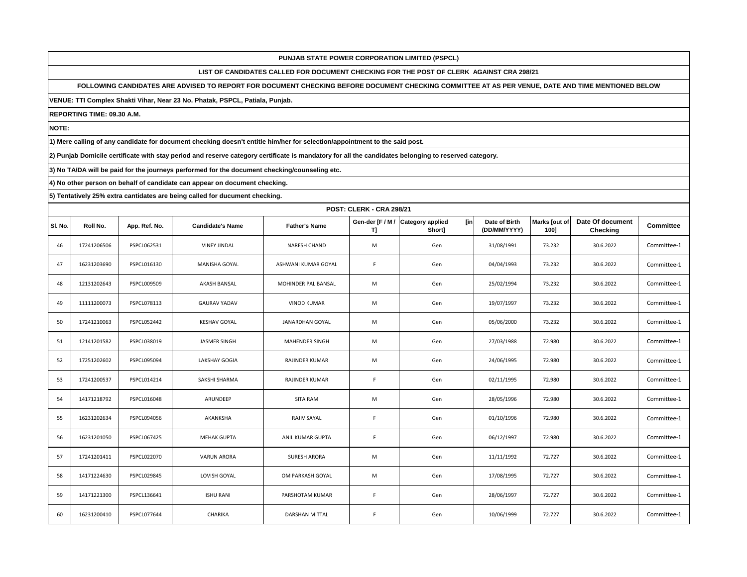**PUNJAB STATE POWER CORPORATION LIMITED (PSPCL)**

**LIST OF CANDIDATES CALLED FOR DOCUMENT CHECKING FOR THE POST OF CLERK AGAINST CRA 298/21**

**FOLLOWING CANDIDATES ARE ADVISED TO REPORT FOR DOCUMENT CHECKING BEFORE DOCUMENT CHECKING COMMITTEE AT AS PER VENUE, DATE AND TIME MENTIONED BELOW**

**VENUE: TTI Complex Shakti Vihar, Near 23 No. Phatak, PSPCL, Patiala, Punjab.**

**REPORTING TIME: 09.30 A.M.**

**NOTE:**

**1) Mere calling of any candidate for document checking doesn't entitle him/her for selection/appointment to the said post.**

**2) Punjab Domicile certificate with stay period and reserve category certificate is mandatory for all the candidates belonging to reserved category.**

**3) No TA/DA will be paid for the journeys performed for the document checking/counseling etc.**

**4) No other person on behalf of candidate can appear on document checking.**

**5) Tentatively 25% extra cantidates are being called for ducument checking.**

**POST: CLERK - CRA 298/21**

| Sl. No. | Roll No. | App. Ref. No. | Candidate's Name | Father's Name | Gen-der [F / M / T] | Category applied [in Short] | Date of Birth (DD/MM/YYYY) | Marks [out of 100] | Date Of document Checking | Committee |
|---|---|---|---|---|---|---|---|---|---|---|
| 46 | 17241206506 | PSPCL062531 | VINEY JINDAL | NARESH CHAND | M | Gen | 31/08/1991 | 73.232 | 30.6.2022 | Committee-1 |
| 47 | 16231203690 | PSPCL016130 | MANISHA GOYAL | ASHWANI KUMAR GOYAL | F | Gen | 04/04/1993 | 73.232 | 30.6.2022 | Committee-1 |
| 48 | 12131202643 | PSPCL009509 | AKASH BANSAL | MOHINDER PAL BANSAL | M | Gen | 25/02/1994 | 73.232 | 30.6.2022 | Committee-1 |
| 49 | 11111200073 | PSPCL078113 | GAURAV YADAV | VINOD KUMAR | M | Gen | 19/07/1997 | 73.232 | 30.6.2022 | Committee-1 |
| 50 | 17241210063 | PSPCL052442 | KESHAV GOYAL | JANARDHAN GOYAL | M | Gen | 05/06/2000 | 73.232 | 30.6.2022 | Committee-1 |
| 51 | 12141201582 | PSPCL038019 | JASMER SINGH | MAHENDER SINGH | M | Gen | 27/03/1988 | 72.980 | 30.6.2022 | Committee-1 |
| 52 | 17251202602 | PSPCL095094 | LAKSHAY GOGIA | RAJINDER KUMAR | M | Gen | 24/06/1995 | 72.980 | 30.6.2022 | Committee-1 |
| 53 | 17241200537 | PSPCL014214 | SAKSHI SHARMA | RAJINDER KUMAR | F | Gen | 02/11/1995 | 72.980 | 30.6.2022 | Committee-1 |
| 54 | 14171218792 | PSPCL016048 | ARUNDEEP | SITA RAM | M | Gen | 28/05/1996 | 72.980 | 30.6.2022 | Committee-1 |
| 55 | 16231202634 | PSPCL094056 | AKANKSHA | RAJIV SAYAL | F | Gen | 01/10/1996 | 72.980 | 30.6.2022 | Committee-1 |
| 56 | 16231201050 | PSPCL067425 | MEHAK GUPTA | ANIL KUMAR GUPTA | F | Gen | 06/12/1997 | 72.980 | 30.6.2022 | Committee-1 |
| 57 | 17241201411 | PSPCL022070 | VARUN ARORA | SURESH ARORA | M | Gen | 11/11/1992 | 72.727 | 30.6.2022 | Committee-1 |
| 58 | 14171224630 | PSPCL029845 | LOVISH GOYAL | OM PARKASH GOYAL | M | Gen | 17/08/1995 | 72.727 | 30.6.2022 | Committee-1 |
| 59 | 14171221300 | PSPCL136641 | ISHU RANI | PARSHOTAM KUMAR | F | Gen | 28/06/1997 | 72.727 | 30.6.2022 | Committee-1 |
| 60 | 16231200410 | PSPCL077644 | CHARIKA | DARSHAN MITTAL | F | Gen | 10/06/1999 | 72.727 | 30.6.2022 | Committee-1 |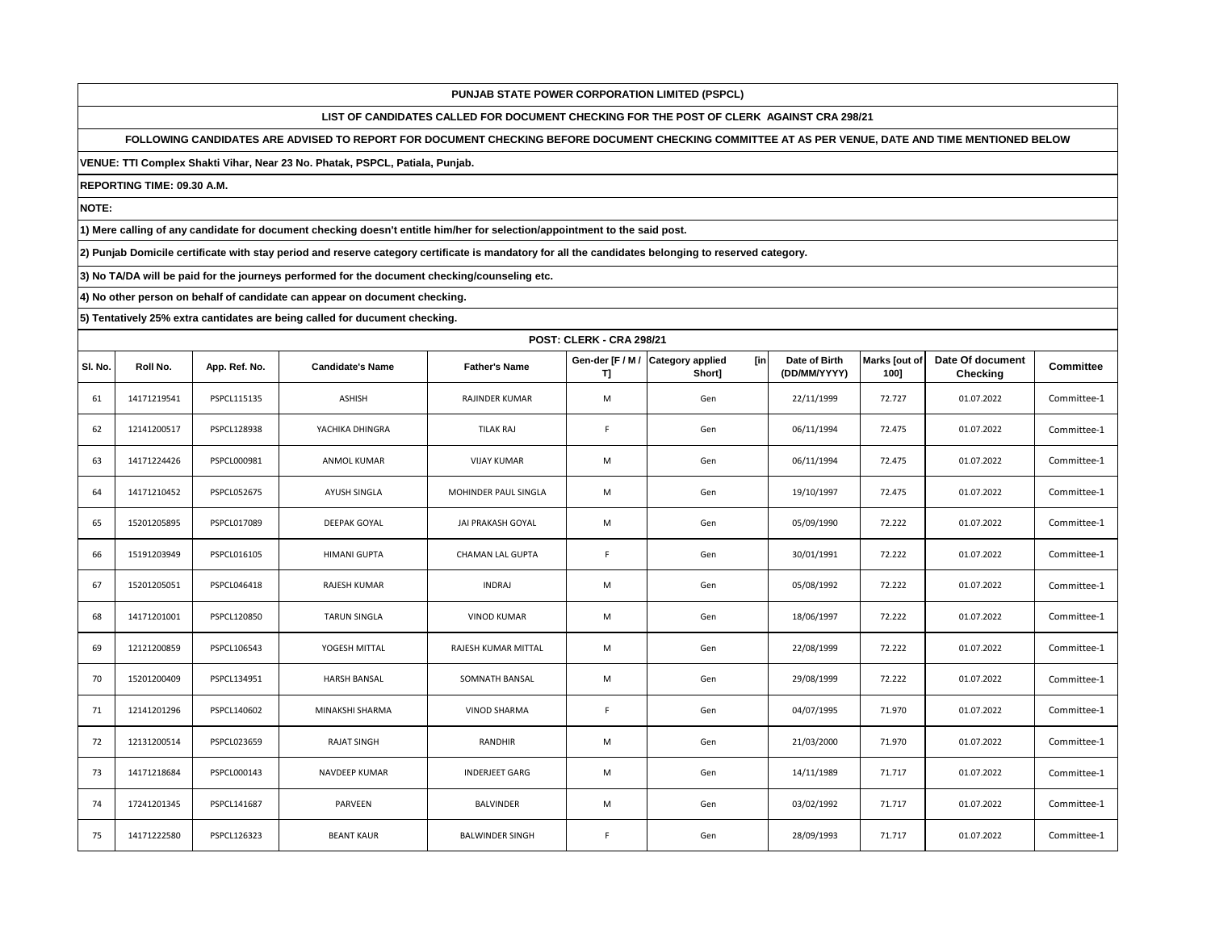**PUNJAB STATE POWER CORPORATION LIMITED (PSPCL)**

**LIST OF CANDIDATES CALLED FOR DOCUMENT CHECKING FOR THE POST OF CLERK AGAINST CRA 298/21**

**FOLLOWING CANDIDATES ARE ADVISED TO REPORT FOR DOCUMENT CHECKING BEFORE DOCUMENT CHECKING COMMITTEE AT AS PER VENUE, DATE AND TIME MENTIONED BELOW**

**VENUE: TTI Complex Shakti Vihar, Near 23 No. Phatak, PSPCL, Patiala, Punjab.**

**REPORTING TIME: 09.30 A.M.**

**NOTE:**

**1) Mere calling of any candidate for document checking doesn't entitle him/her for selection/appointment to the said post.**

**2) Punjab Domicile certificate with stay period and reserve category certificate is mandatory for all the candidates belonging to reserved category.**

**3) No TA/DA will be paid for the journeys performed for the document checking/counseling etc.**

**4) No other person on behalf of candidate can appear on document checking.**

**5) Tentatively 25% extra cantidates are being called for ducument checking.**

**POST: CLERK - CRA 298/21**

| Sl. No. | Roll No. | App. Ref. No. | Candidate's Name | Father's Name | Gen-der [F / M / T] | Category applied [in Short] | Date of Birth (DD/MM/YYYY) | Marks [out of 100] | Date Of document Checking | Committee |
|---|---|---|---|---|---|---|---|---|---|---|
| 61 | 14171219541 | PSPCL115135 | ASHISH | RAJINDER KUMAR | M | Gen | 22/11/1999 | 72.727 | 01.07.2022 | Committee-1 |
| 62 | 12141200517 | PSPCL128938 | YACHIKA DHINGRA | TILAK RAJ | F | Gen | 06/11/1994 | 72.475 | 01.07.2022 | Committee-1 |
| 63 | 14171224426 | PSPCL000981 | ANMOL KUMAR | VIJAY KUMAR | M | Gen | 06/11/1994 | 72.475 | 01.07.2022 | Committee-1 |
| 64 | 14171210452 | PSPCL052675 | AYUSH SINGLA | MOHINDER PAUL SINGLA | M | Gen | 19/10/1997 | 72.475 | 01.07.2022 | Committee-1 |
| 65 | 15201205895 | PSPCL017089 | DEEPAK GOYAL | JAI PRAKASH GOYAL | M | Gen | 05/09/1990 | 72.222 | 01.07.2022 | Committee-1 |
| 66 | 15191203949 | PSPCL016105 | HIMANI GUPTA | CHAMAN LAL GUPTA | F | Gen | 30/01/1991 | 72.222 | 01.07.2022 | Committee-1 |
| 67 | 15201205051 | PSPCL046418 | RAJESH KUMAR | INDRAJ | M | Gen | 05/08/1992 | 72.222 | 01.07.2022 | Committee-1 |
| 68 | 14171201001 | PSPCL120850 | TARUN SINGLA | VINOD KUMAR | M | Gen | 18/06/1997 | 72.222 | 01.07.2022 | Committee-1 |
| 69 | 12121200859 | PSPCL106543 | YOGESH MITTAL | RAJESH KUMAR MITTAL | M | Gen | 22/08/1999 | 72.222 | 01.07.2022 | Committee-1 |
| 70 | 15201200409 | PSPCL134951 | HARSH BANSAL | SOMNATH BANSAL | M | Gen | 29/08/1999 | 72.222 | 01.07.2022 | Committee-1 |
| 71 | 12141201296 | PSPCL140602 | MINAKSHI SHARMA | VINOD SHARMA | F | Gen | 04/07/1995 | 71.970 | 01.07.2022 | Committee-1 |
| 72 | 12131200514 | PSPCL023659 | RAJAT SINGH | RANDHIR | M | Gen | 21/03/2000 | 71.970 | 01.07.2022 | Committee-1 |
| 73 | 14171218684 | PSPCL000143 | NAVDEEP KUMAR | INDERJEET GARG | M | Gen | 14/11/1989 | 71.717 | 01.07.2022 | Committee-1 |
| 74 | 17241201345 | PSPCL141687 | PARVEEN | BALVINDER | M | Gen | 03/02/1992 | 71.717 | 01.07.2022 | Committee-1 |
| 75 | 14171222580 | PSPCL126323 | BEANT KAUR | BALWINDER SINGH | F | Gen | 28/09/1993 | 71.717 | 01.07.2022 | Committee-1 |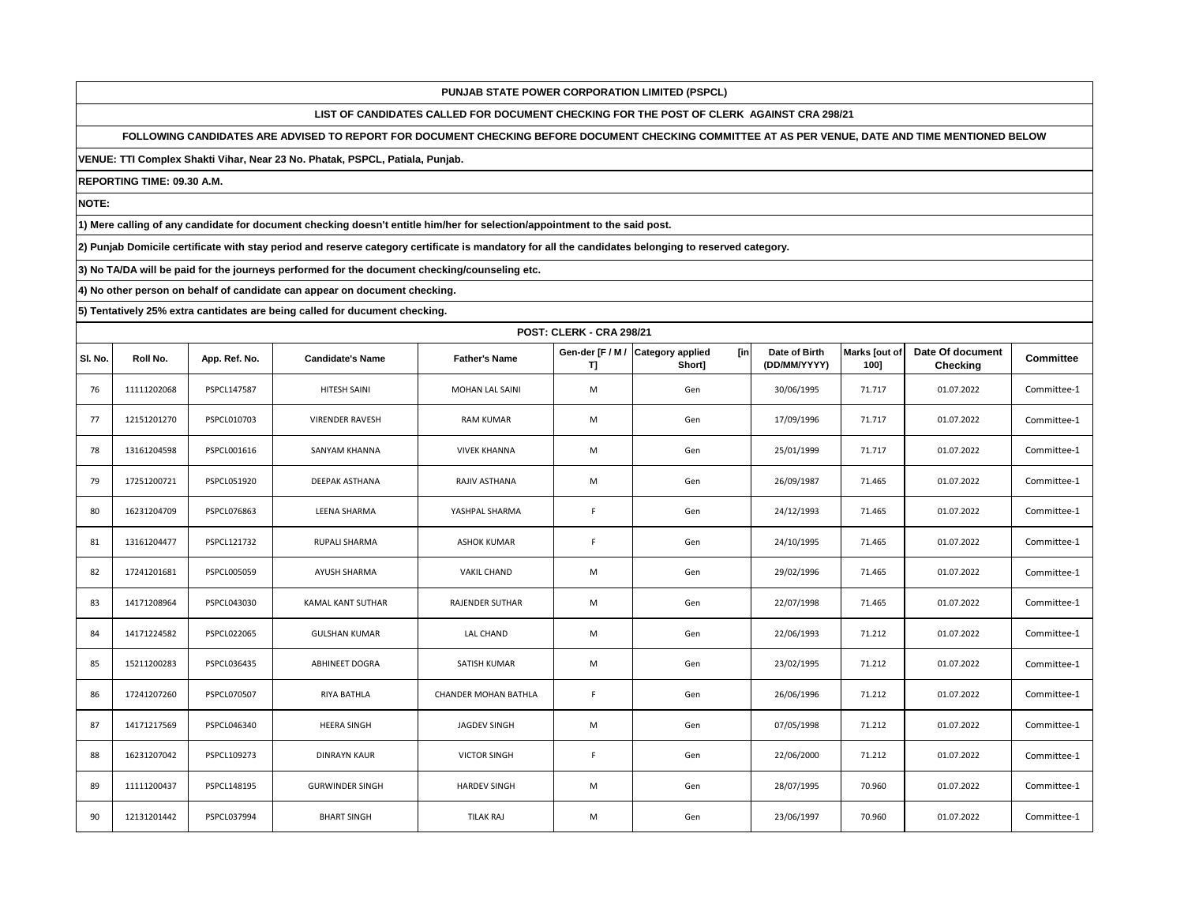**PUNJAB STATE POWER CORPORATION LIMITED (PSPCL)**

**LIST OF CANDIDATES CALLED FOR DOCUMENT CHECKING FOR THE POST OF CLERK AGAINST CRA 298/21**

**FOLLOWING CANDIDATES ARE ADVISED TO REPORT FOR DOCUMENT CHECKING BEFORE DOCUMENT CHECKING COMMITTEE AT AS PER VENUE, DATE AND TIME MENTIONED BELOW**

**VENUE: TTI Complex Shakti Vihar, Near 23 No. Phatak, PSPCL, Patiala, Punjab.**

**REPORTING TIME: 09.30 A.M.**

**NOTE:**

**1) Mere calling of any candidate for document checking doesn't entitle him/her for selection/appointment to the said post.**

**2) Punjab Domicile certificate with stay period and reserve category certificate is mandatory for all the candidates belonging to reserved category.**

**3) No TA/DA will be paid for the journeys performed for the document checking/counseling etc.**

**4) No other person on behalf of candidate can appear on document checking.**

**5) Tentatively 25% extra cantidates are being called for ducument checking.**

**POST: CLERK - CRA 298/21**

| Sl. No. | Roll No. | App. Ref. No. | Candidate's Name | Father's Name | Gen-der [F / M / T] | Category applied [in Short] | Date of Birth (DD/MM/YYYY) | Marks [out of 100] | Date Of document Checking | Committee |
|---|---|---|---|---|---|---|---|---|---|---|
| 76 | 11111202068 | PSPCL147587 | HITESH SAINI | MOHAN LAL SAINI | M | Gen | 30/06/1995 | 71.717 | 01.07.2022 | Committee-1 |
| 77 | 12151201270 | PSPCL010703 | VIRENDER RAVESH | RAM KUMAR | M | Gen | 17/09/1996 | 71.717 | 01.07.2022 | Committee-1 |
| 78 | 13161204598 | PSPCL001616 | SANYAM KHANNA | VIVEK KHANNA | M | Gen | 25/01/1999 | 71.717 | 01.07.2022 | Committee-1 |
| 79 | 17251200721 | PSPCL051920 | DEEPAK ASTHANA | RAJIV ASTHANA | M | Gen | 26/09/1987 | 71.465 | 01.07.2022 | Committee-1 |
| 80 | 16231204709 | PSPCL076863 | LEENA SHARMA | YASHPAL SHARMA | F | Gen | 24/12/1993 | 71.465 | 01.07.2022 | Committee-1 |
| 81 | 13161204477 | PSPCL121732 | RUPALI SHARMA | ASHOK KUMAR | F | Gen | 24/10/1995 | 71.465 | 01.07.2022 | Committee-1 |
| 82 | 17241201681 | PSPCL005059 | AYUSH SHARMA | VAKIL CHAND | M | Gen | 29/02/1996 | 71.465 | 01.07.2022 | Committee-1 |
| 83 | 14171208964 | PSPCL043030 | KAMAL KANT SUTHAR | RAJENDER SUTHAR | M | Gen | 22/07/1998 | 71.465 | 01.07.2022 | Committee-1 |
| 84 | 14171224582 | PSPCL022065 | GULSHAN KUMAR | LAL CHAND | M | Gen | 22/06/1993 | 71.212 | 01.07.2022 | Committee-1 |
| 85 | 15211200283 | PSPCL036435 | ABHINEET DOGRA | SATISH KUMAR | M | Gen | 23/02/1995 | 71.212 | 01.07.2022 | Committee-1 |
| 86 | 17241207260 | PSPCL070507 | RIYA BATHLA | CHANDER MOHAN BATHLA | F | Gen | 26/06/1996 | 71.212 | 01.07.2022 | Committee-1 |
| 87 | 14171217569 | PSPCL046340 | HEERA SINGH | JAGDEV SINGH | M | Gen | 07/05/1998 | 71.212 | 01.07.2022 | Committee-1 |
| 88 | 16231207042 | PSPCL109273 | DINRAYN KAUR | VICTOR SINGH | F | Gen | 22/06/2000 | 71.212 | 01.07.2022 | Committee-1 |
| 89 | 11111200437 | PSPCL148195 | GURWINDER SINGH | HARDEV SINGH | M | Gen | 28/07/1995 | 70.960 | 01.07.2022 | Committee-1 |
| 90 | 12131201442 | PSPCL037994 | BHART SINGH | TILAK RAJ | M | Gen | 23/06/1997 | 70.960 | 01.07.2022 | Committee-1 |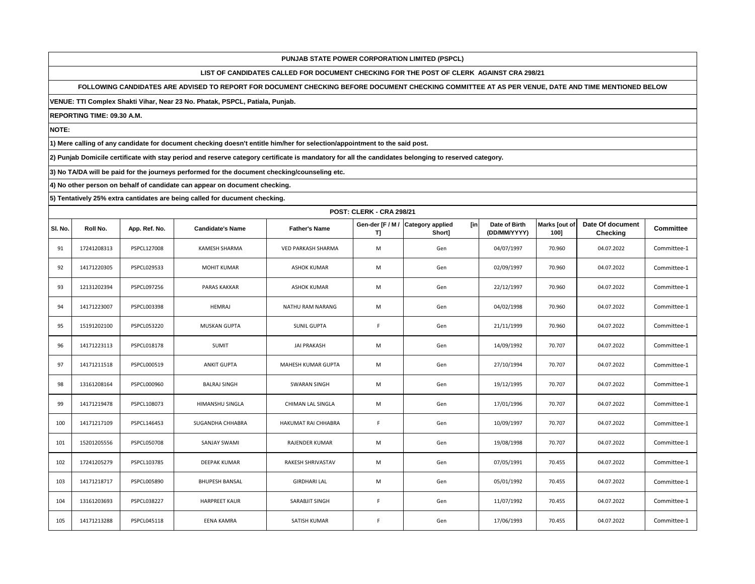**PUNJAB STATE POWER CORPORATION LIMITED (PSPCL)**

**LIST OF CANDIDATES CALLED FOR DOCUMENT CHECKING FOR THE POST OF CLERK AGAINST CRA 298/21**

**FOLLOWING CANDIDATES ARE ADVISED TO REPORT FOR DOCUMENT CHECKING BEFORE DOCUMENT CHECKING COMMITTEE AT AS PER VENUE, DATE AND TIME MENTIONED BELOW**

**VENUE: TTI Complex Shakti Vihar, Near 23 No. Phatak, PSPCL, Patiala, Punjab.**

**REPORTING TIME: 09.30 A.M.**

**NOTE:**

**1) Mere calling of any candidate for document checking doesn't entitle him/her for selection/appointment to the said post.**

**2) Punjab Domicile certificate with stay period and reserve category certificate is mandatory for all the candidates belonging to reserved category.**

**3) No TA/DA will be paid for the journeys performed for the document checking/counseling etc.**

**4) No other person on behalf of candidate can appear on document checking.**

**5) Tentatively 25% extra cantidates are being called for ducument checking.**

**POST: CLERK - CRA 298/21**

| Sl. No. | Roll No. | App. Ref. No. | Candidate's Name | Father's Name | Gen-der [F / M / T] | Category applied [in Short] | Date of Birth (DD/MM/YYYY) | Marks [out of 100] | Date Of document Checking | Committee |
|---|---|---|---|---|---|---|---|---|---|---|
| 91 | 17241208313 | PSPCL127008 | KAMESH SHARMA | VED PARKASH SHARMA | M | Gen | 04/07/1997 | 70.960 | 04.07.2022 | Committee-1 |
| 92 | 14171220305 | PSPCL029533 | MOHIT KUMAR | ASHOK KUMAR | M | Gen | 02/09/1997 | 70.960 | 04.07.2022 | Committee-1 |
| 93 | 12131202394 | PSPCL097256 | PARAS KAKKAR | ASHOK KUMAR | M | Gen | 22/12/1997 | 70.960 | 04.07.2022 | Committee-1 |
| 94 | 14171223007 | PSPCL003398 | HEMRAJ | NATHU RAM NARANG | M | Gen | 04/02/1998 | 70.960 | 04.07.2022 | Committee-1 |
| 95 | 15191202100 | PSPCL053220 | MUSKAN GUPTA | SUNIL GUPTA | F | Gen | 21/11/1999 | 70.960 | 04.07.2022 | Committee-1 |
| 96 | 14171223113 | PSPCL018178 | SUMIT | JAI PRAKASH | M | Gen | 14/09/1992 | 70.707 | 04.07.2022 | Committee-1 |
| 97 | 14171211518 | PSPCL000519 | ANKIT GUPTA | MAHESH KUMAR GUPTA | M | Gen | 27/10/1994 | 70.707 | 04.07.2022 | Committee-1 |
| 98 | 13161208164 | PSPCL000960 | BALRAJ SINGH | SWARAN SINGH | M | Gen | 19/12/1995 | 70.707 | 04.07.2022 | Committee-1 |
| 99 | 14171219478 | PSPCL108073 | HIMANSHU SINGLA | CHIMAN LAL SINGLA | M | Gen | 17/01/1996 | 70.707 | 04.07.2022 | Committee-1 |
| 100 | 14171217109 | PSPCL146453 | SUGANDHA CHHABRA | HAKUMAT RAI CHHABRA | F | Gen | 10/09/1997 | 70.707 | 04.07.2022 | Committee-1 |
| 101 | 15201205556 | PSPCL050708 | SANJAY SWAMI | RAJENDER KUMAR | M | Gen | 19/08/1998 | 70.707 | 04.07.2022 | Committee-1 |
| 102 | 17241205279 | PSPCL103785 | DEEPAK KUMAR | RAKESH SHRIVASTAV | M | Gen | 07/05/1991 | 70.455 | 04.07.2022 | Committee-1 |
| 103 | 14171218717 | PSPCL005890 | BHUPESH BANSAL | GIRDHARI LAL | M | Gen | 05/01/1992 | 70.455 | 04.07.2022 | Committee-1 |
| 104 | 13161203693 | PSPCL038227 | HARPREET KAUR | SARABJIT SINGH | F | Gen | 11/07/1992 | 70.455 | 04.07.2022 | Committee-1 |
| 105 | 14171213288 | PSPCL045118 | EENA KAMRA | SATISH KUMAR | F | Gen | 17/06/1993 | 70.455 | 04.07.2022 | Committee-1 |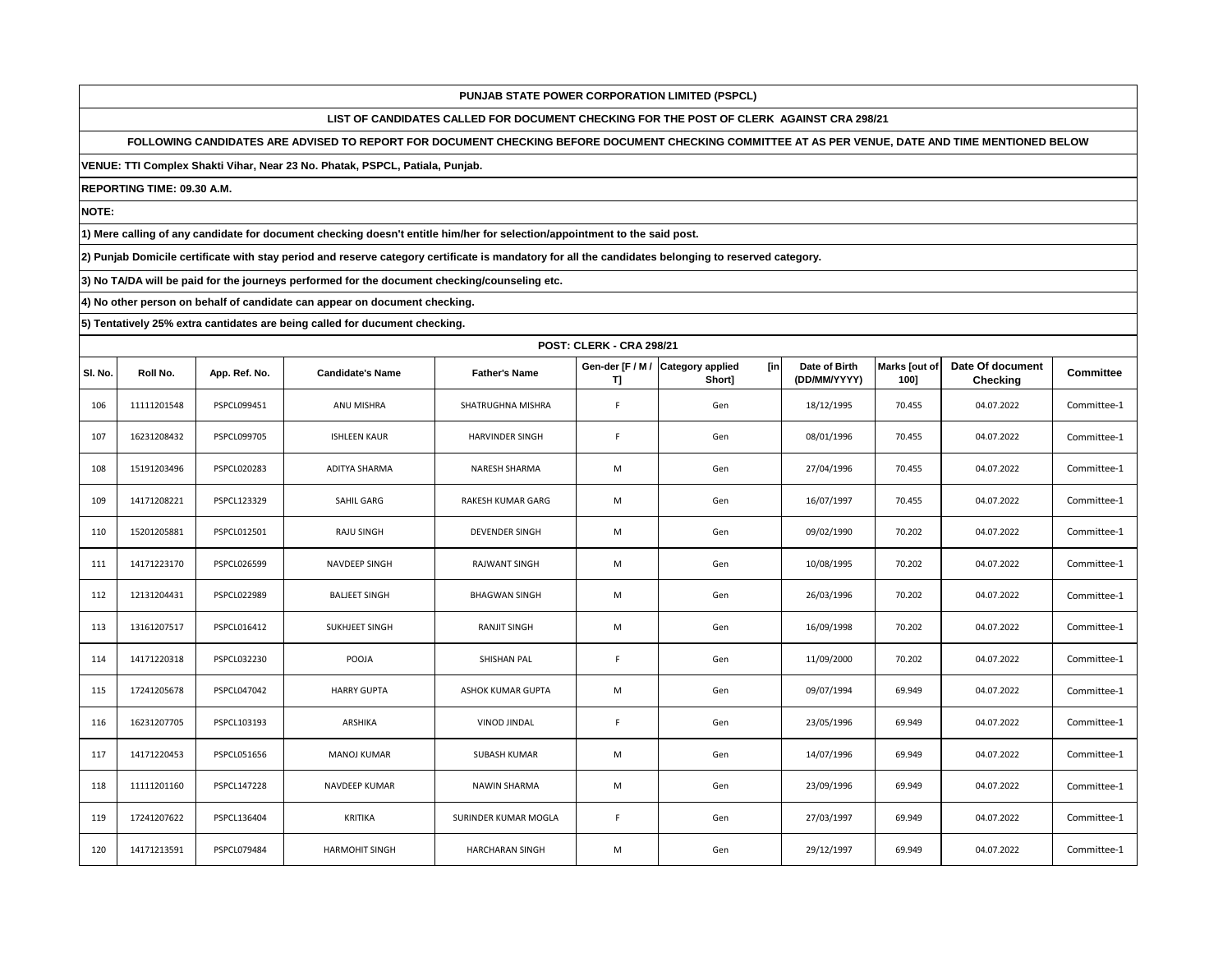**PUNJAB STATE POWER CORPORATION LIMITED (PSPCL)**

**LIST OF CANDIDATES CALLED FOR DOCUMENT CHECKING FOR THE POST OF CLERK AGAINST CRA 298/21**

**FOLLOWING CANDIDATES ARE ADVISED TO REPORT FOR DOCUMENT CHECKING BEFORE DOCUMENT CHECKING COMMITTEE AT AS PER VENUE, DATE AND TIME MENTIONED BELOW**

**VENUE: TTI Complex Shakti Vihar, Near 23 No. Phatak, PSPCL, Patiala, Punjab.**

**REPORTING TIME: 09.30 A.M.**

**NOTE:**

**1) Mere calling of any candidate for document checking doesn't entitle him/her for selection/appointment to the said post.**

**2) Punjab Domicile certificate with stay period and reserve category certificate is mandatory for all the candidates belonging to reserved category.**

**3) No TA/DA will be paid for the journeys performed for the document checking/counseling etc.**

**4) No other person on behalf of candidate can appear on document checking.**

**5) Tentatively 25% extra cantidates are being called for ducument checking.**

**POST: CLERK - CRA 298/21**

| Sl. No. | Roll No. | App. Ref. No. | Candidate's Name | Father's Name | Gen-der [F / M / T] | Category applied [in Short] | Date of Birth (DD/MM/YYYY) | Marks [out of 100] | Date Of document Checking | Committee |
|---|---|---|---|---|---|---|---|---|---|---|
| 106 | 11111201548 | PSPCL099451 | ANU MISHRA | SHATRUGHNA MISHRA | F | Gen | 18/12/1995 | 70.455 | 04.07.2022 | Committee-1 |
| 107 | 16231208432 | PSPCL099705 | ISHLEEN KAUR | HARVINDER SINGH | F | Gen | 08/01/1996 | 70.455 | 04.07.2022 | Committee-1 |
| 108 | 15191203496 | PSPCL020283 | ADITYA SHARMA | NARESH SHARMA | M | Gen | 27/04/1996 | 70.455 | 04.07.2022 | Committee-1 |
| 109 | 14171208221 | PSPCL123329 | SAHIL GARG | RAKESH KUMAR GARG | M | Gen | 16/07/1997 | 70.455 | 04.07.2022 | Committee-1 |
| 110 | 15201205881 | PSPCL012501 | RAJU SINGH | DEVENDER SINGH | M | Gen | 09/02/1990 | 70.202 | 04.07.2022 | Committee-1 |
| 111 | 14171223170 | PSPCL026599 | NAVDEEP SINGH | RAJWANT SINGH | M | Gen | 10/08/1995 | 70.202 | 04.07.2022 | Committee-1 |
| 112 | 12131204431 | PSPCL022989 | BALJEET SINGH | BHAGWAN SINGH | M | Gen | 26/03/1996 | 70.202 | 04.07.2022 | Committee-1 |
| 113 | 13161207517 | PSPCL016412 | SUKHJEET SINGH | RANJIT SINGH | M | Gen | 16/09/1998 | 70.202 | 04.07.2022 | Committee-1 |
| 114 | 14171220318 | PSPCL032230 | POOJA | SHISHAN PAL | F | Gen | 11/09/2000 | 70.202 | 04.07.2022 | Committee-1 |
| 115 | 17241205678 | PSPCL047042 | HARRY GUPTA | ASHOK KUMAR GUPTA | M | Gen | 09/07/1994 | 69.949 | 04.07.2022 | Committee-1 |
| 116 | 16231207705 | PSPCL103193 | ARSHIKA | VINOD JINDAL | F | Gen | 23/05/1996 | 69.949 | 04.07.2022 | Committee-1 |
| 117 | 14171220453 | PSPCL051656 | MANOJ KUMAR | SUBASH KUMAR | M | Gen | 14/07/1996 | 69.949 | 04.07.2022 | Committee-1 |
| 118 | 11111201160 | PSPCL147228 | NAVDEEP KUMAR | NAWIN SHARMA | M | Gen | 23/09/1996 | 69.949 | 04.07.2022 | Committee-1 |
| 119 | 17241207622 | PSPCL136404 | KRITIKA | SURINDER KUMAR MOGLA | F | Gen | 27/03/1997 | 69.949 | 04.07.2022 | Committee-1 |
| 120 | 14171213591 | PSPCL079484 | HARMOHIT SINGH | HARCHARAN SINGH | M | Gen | 29/12/1997 | 69.949 | 04.07.2022 | Committee-1 |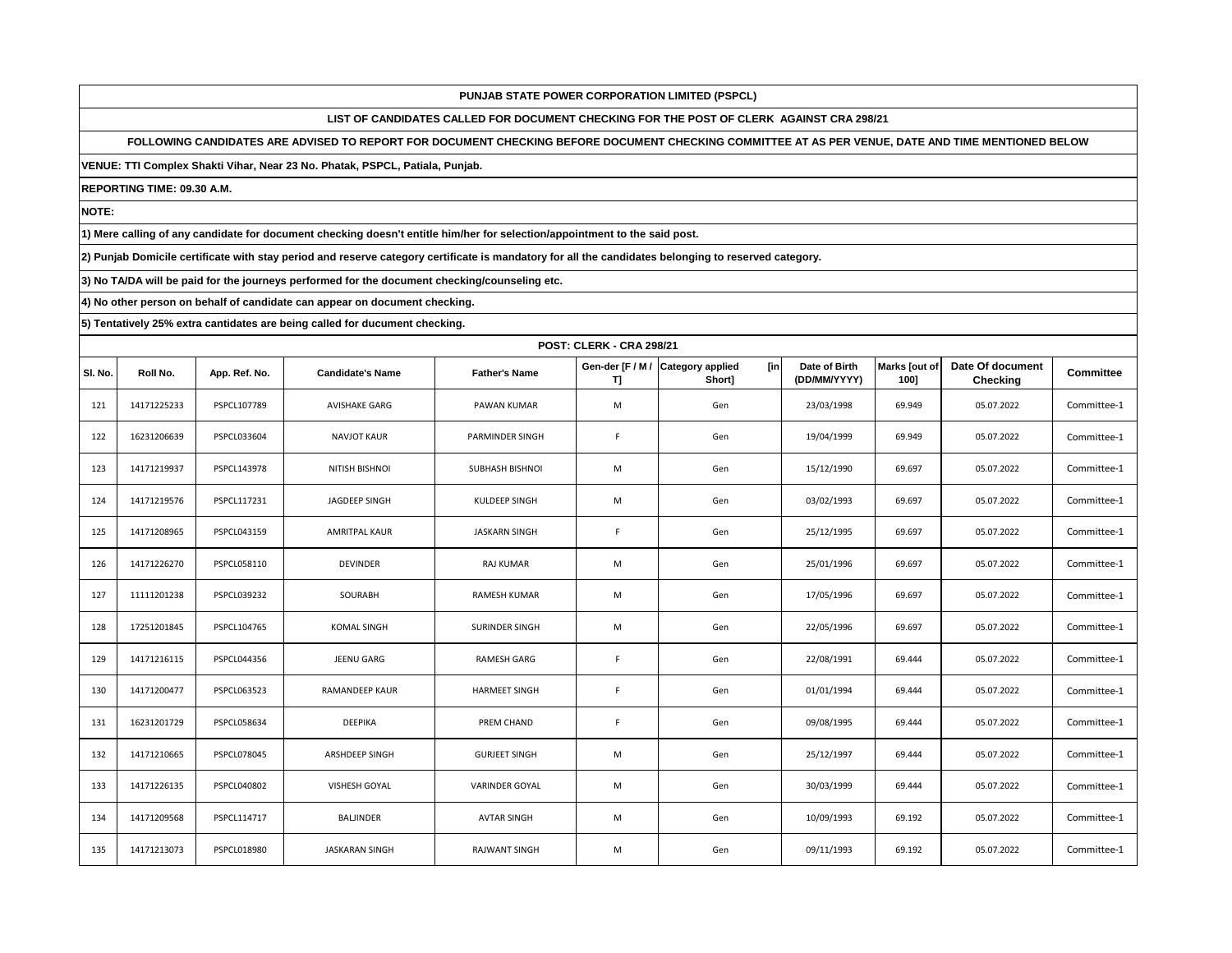**PUNJAB STATE POWER CORPORATION LIMITED (PSPCL)**

**LIST OF CANDIDATES CALLED FOR DOCUMENT CHECKING FOR THE POST OF CLERK AGAINST CRA 298/21**

**FOLLOWING CANDIDATES ARE ADVISED TO REPORT FOR DOCUMENT CHECKING BEFORE DOCUMENT CHECKING COMMITTEE AT AS PER VENUE, DATE AND TIME MENTIONED BELOW**

**VENUE: TTI Complex Shakti Vihar, Near 23 No. Phatak, PSPCL, Patiala, Punjab.**

**REPORTING TIME: 09.30 A.M.**

**NOTE:**

**1) Mere calling of any candidate for document checking doesn't entitle him/her for selection/appointment to the said post.**

**2) Punjab Domicile certificate with stay period and reserve category certificate is mandatory for all the candidates belonging to reserved category.**

**3) No TA/DA will be paid for the journeys performed for the document checking/counseling etc.**

**4) No other person on behalf of candidate can appear on document checking.**

**5) Tentatively 25% extra cantidates are being called for ducument checking.**

**POST: CLERK - CRA 298/21**

| Sl. No. | Roll No. | App. Ref. No. | Candidate's Name | Father's Name | Gen-der [F / M / T] | Category applied [in Short] | Date of Birth (DD/MM/YYYY) | Marks [out of 100] | Date Of document Checking | Committee |
|---|---|---|---|---|---|---|---|---|---|---|
| 121 | 14171225233 | PSPCL107789 | AVISHAKE GARG | PAWAN KUMAR | M | Gen | 23/03/1998 | 69.949 | 05.07.2022 | Committee-1 |
| 122 | 16231206639 | PSPCL033604 | NAVJOT KAUR | PARMINDER SINGH | F | Gen | 19/04/1999 | 69.949 | 05.07.2022 | Committee-1 |
| 123 | 14171219937 | PSPCL143978 | NITISH BISHNOI | SUBHASH BISHNOI | M | Gen | 15/12/1990 | 69.697 | 05.07.2022 | Committee-1 |
| 124 | 14171219576 | PSPCL117231 | JAGDEEP SINGH | KULDEEP SINGH | M | Gen | 03/02/1993 | 69.697 | 05.07.2022 | Committee-1 |
| 125 | 14171208965 | PSPCL043159 | AMRITPAL KAUR | JASKARN SINGH | F | Gen | 25/12/1995 | 69.697 | 05.07.2022 | Committee-1 |
| 126 | 14171226270 | PSPCL058110 | DEVINDER | RAJ KUMAR | M | Gen | 25/01/1996 | 69.697 | 05.07.2022 | Committee-1 |
| 127 | 11111201238 | PSPCL039232 | SOURABH | RAMESH KUMAR | M | Gen | 17/05/1996 | 69.697 | 05.07.2022 | Committee-1 |
| 128 | 17251201845 | PSPCL104765 | KOMAL SINGH | SURINDER SINGH | M | Gen | 22/05/1996 | 69.697 | 05.07.2022 | Committee-1 |
| 129 | 14171216115 | PSPCL044356 | JEENU GARG | RAMESH GARG | F | Gen | 22/08/1991 | 69.444 | 05.07.2022 | Committee-1 |
| 130 | 14171200477 | PSPCL063523 | RAMANDEEP KAUR | HARMEET SINGH | F | Gen | 01/01/1994 | 69.444 | 05.07.2022 | Committee-1 |
| 131 | 16231201729 | PSPCL058634 | DEEPIKA | PREM CHAND | F | Gen | 09/08/1995 | 69.444 | 05.07.2022 | Committee-1 |
| 132 | 14171210665 | PSPCL078045 | ARSHDEEP SINGH | GURJEET SINGH | M | Gen | 25/12/1997 | 69.444 | 05.07.2022 | Committee-1 |
| 133 | 14171226135 | PSPCL040802 | VISHESH GOYAL | VARINDER GOYAL | M | Gen | 30/03/1999 | 69.444 | 05.07.2022 | Committee-1 |
| 134 | 14171209568 | PSPCL114717 | BALJINDER | AVTAR SINGH | M | Gen | 10/09/1993 | 69.192 | 05.07.2022 | Committee-1 |
| 135 | 14171213073 | PSPCL018980 | JASKARAN SINGH | RAJWANT SINGH | M | Gen | 09/11/1993 | 69.192 | 05.07.2022 | Committee-1 |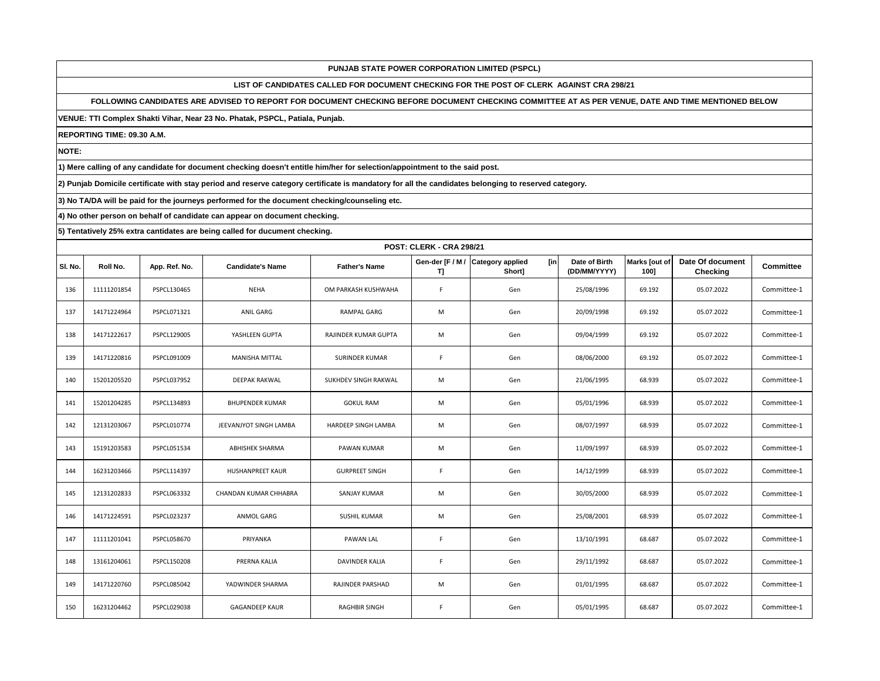**PUNJAB STATE POWER CORPORATION LIMITED (PSPCL)**

**LIST OF CANDIDATES CALLED FOR DOCUMENT CHECKING FOR THE POST OF CLERK AGAINST CRA 298/21**

**FOLLOWING CANDIDATES ARE ADVISED TO REPORT FOR DOCUMENT CHECKING BEFORE DOCUMENT CHECKING COMMITTEE AT AS PER VENUE, DATE AND TIME MENTIONED BELOW**

**VENUE: TTI Complex Shakti Vihar, Near 23 No. Phatak, PSPCL, Patiala, Punjab.**

**REPORTING TIME: 09.30 A.M.**

**NOTE:**

**1) Mere calling of any candidate for document checking doesn't entitle him/her for selection/appointment to the said post.**

**2) Punjab Domicile certificate with stay period and reserve category certificate is mandatory for all the candidates belonging to reserved category.**

**3) No TA/DA will be paid for the journeys performed for the document checking/counseling etc.**

**4) No other person on behalf of candidate can appear on document checking.**

**5) Tentatively 25% extra cantidates are being called for ducument checking.**

**POST: CLERK - CRA 298/21**

| Sl. No. | Roll No. | App. Ref. No. | Candidate's Name | Father's Name | Gen-der [F / M / T] | Category applied [in Short] | Date of Birth (DD/MM/YYYY) | Marks [out of 100] | Date Of document Checking | Committee |
|---|---|---|---|---|---|---|---|---|---|---|
| 136 | 11111201854 | PSPCL130465 | NEHA | OM PARKASH KUSHWAHA | F | Gen | 25/08/1996 | 69.192 | 05.07.2022 | Committee-1 |
| 137 | 14171224964 | PSPCL071321 | ANIL GARG | RAMPAL GARG | M | Gen | 20/09/1998 | 69.192 | 05.07.2022 | Committee-1 |
| 138 | 14171222617 | PSPCL129005 | YASHLEEN GUPTA | RAJINDER KUMAR GUPTA | M | Gen | 09/04/1999 | 69.192 | 05.07.2022 | Committee-1 |
| 139 | 14171220816 | PSPCL091009 | MANISHA MITTAL | SURINDER KUMAR | F | Gen | 08/06/2000 | 69.192 | 05.07.2022 | Committee-1 |
| 140 | 15201205520 | PSPCL037952 | DEEPAK RAKWAL | SUKHDEV SINGH RAKWAL | M | Gen | 21/06/1995 | 68.939 | 05.07.2022 | Committee-1 |
| 141 | 15201204285 | PSPCL134893 | BHUPENDER KUMAR | GOKUL RAM | M | Gen | 05/01/1996 | 68.939 | 05.07.2022 | Committee-1 |
| 142 | 12131203067 | PSPCL010774 | JEEVANJYOT SINGH LAMBA | HARDEEP SINGH LAMBA | M | Gen | 08/07/1997 | 68.939 | 05.07.2022 | Committee-1 |
| 143 | 15191203583 | PSPCL051534 | ABHISHEK SHARMA | PAWAN KUMAR | M | Gen | 11/09/1997 | 68.939 | 05.07.2022 | Committee-1 |
| 144 | 16231203466 | PSPCL114397 | HUSHANPREET KAUR | GURPREET SINGH | F | Gen | 14/12/1999 | 68.939 | 05.07.2022 | Committee-1 |
| 145 | 12131202833 | PSPCL063332 | CHANDAN KUMAR CHHABRA | SANJAY KUMAR | M | Gen | 30/05/2000 | 68.939 | 05.07.2022 | Committee-1 |
| 146 | 14171224591 | PSPCL023237 | ANMOL GARG | SUSHIL KUMAR | M | Gen | 25/08/2001 | 68.939 | 05.07.2022 | Committee-1 |
| 147 | 11111201041 | PSPCL058670 | PRIYANKA | PAWAN LAL | F | Gen | 13/10/1991 | 68.687 | 05.07.2022 | Committee-1 |
| 148 | 13161204061 | PSPCL150208 | PRERNA KALIA | DAVINDER KALIA | F | Gen | 29/11/1992 | 68.687 | 05.07.2022 | Committee-1 |
| 149 | 14171220760 | PSPCL085042 | YADWINDER SHARMA | RAJINDER PARSHAD | M | Gen | 01/01/1995 | 68.687 | 05.07.2022 | Committee-1 |
| 150 | 16231204462 | PSPCL029038 | GAGANDEEP KAUR | RAGHBIR SINGH | F | Gen | 05/01/1995 | 68.687 | 05.07.2022 | Committee-1 |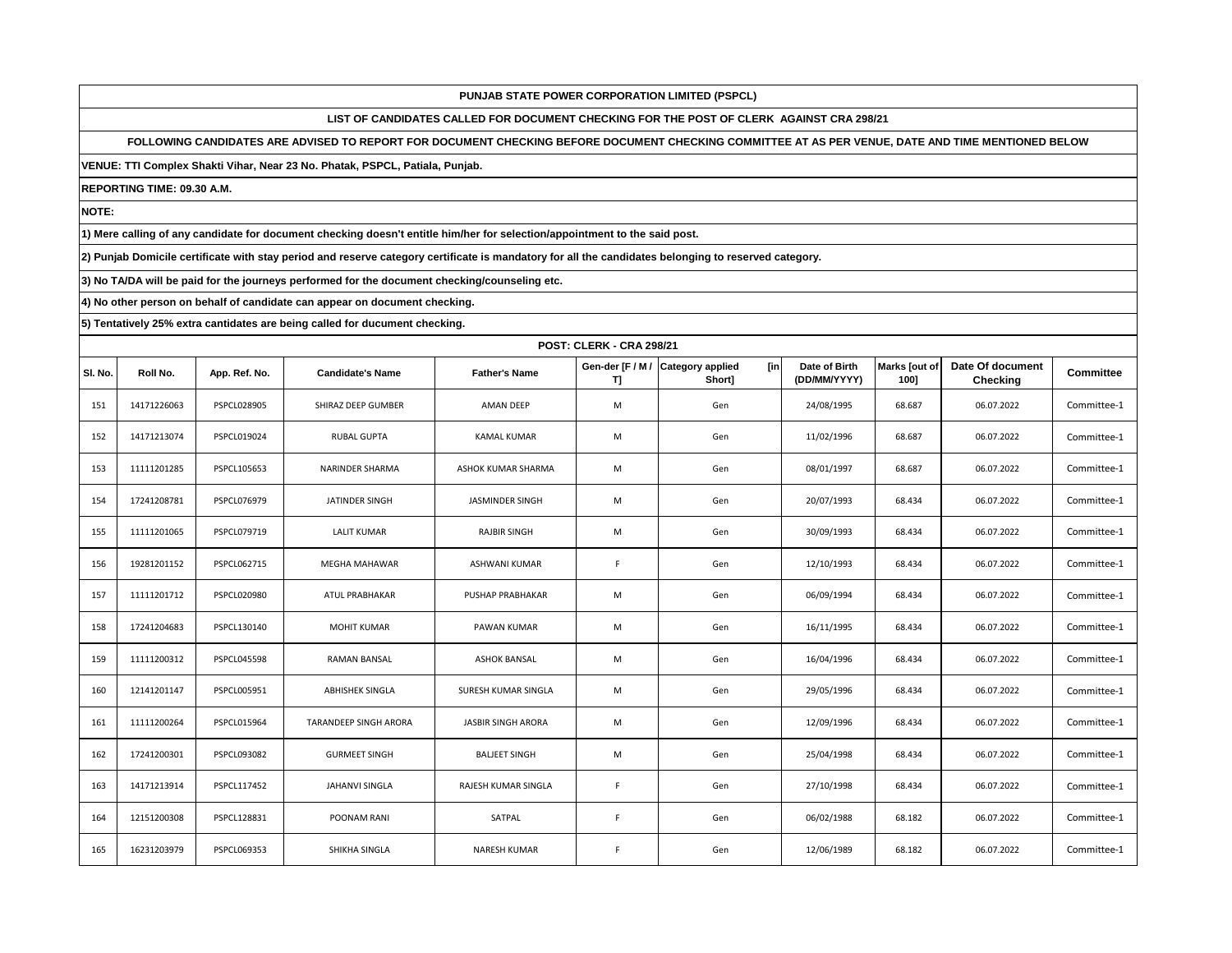**PUNJAB STATE POWER CORPORATION LIMITED (PSPCL)**

**LIST OF CANDIDATES CALLED FOR DOCUMENT CHECKING FOR THE POST OF CLERK AGAINST CRA 298/21**

**FOLLOWING CANDIDATES ARE ADVISED TO REPORT FOR DOCUMENT CHECKING BEFORE DOCUMENT CHECKING COMMITTEE AT AS PER VENUE, DATE AND TIME MENTIONED BELOW**

**VENUE: TTI Complex Shakti Vihar, Near 23 No. Phatak, PSPCL, Patiala, Punjab.**

**REPORTING TIME: 09.30 A.M.**

**NOTE:**

**1) Mere calling of any candidate for document checking doesn't entitle him/her for selection/appointment to the said post.**

**2) Punjab Domicile certificate with stay period and reserve category certificate is mandatory for all the candidates belonging to reserved category.**

**3) No TA/DA will be paid for the journeys performed for the document checking/counseling etc.**

**4) No other person on behalf of candidate can appear on document checking.**

**5) Tentatively 25% extra cantidates are being called for ducument checking.**

**POST: CLERK - CRA 298/21**

| Sl. No. | Roll No. | App. Ref. No. | Candidate's Name | Father's Name | Gen-der [F / M / T] | Category applied [in Short] | Date of Birth (DD/MM/YYYY) | Marks [out of 100] | Date Of document Checking | Committee |
|---|---|---|---|---|---|---|---|---|---|---|
| 151 | 14171226063 | PSPCL028905 | SHIRAZ DEEP GUMBER | AMAN DEEP | M | Gen | 24/08/1995 | 68.687 | 06.07.2022 | Committee-1 |
| 152 | 14171213074 | PSPCL019024 | RUBAL GUPTA | KAMAL KUMAR | M | Gen | 11/02/1996 | 68.687 | 06.07.2022 | Committee-1 |
| 153 | 11111201285 | PSPCL105653 | NARINDER SHARMA | ASHOK KUMAR SHARMA | M | Gen | 08/01/1997 | 68.687 | 06.07.2022 | Committee-1 |
| 154 | 17241208781 | PSPCL076979 | JATINDER SINGH | JASMINDER SINGH | M | Gen | 20/07/1993 | 68.434 | 06.07.2022 | Committee-1 |
| 155 | 11111201065 | PSPCL079719 | LALIT KUMAR | RAJBIR SINGH | M | Gen | 30/09/1993 | 68.434 | 06.07.2022 | Committee-1 |
| 156 | 19281201152 | PSPCL062715 | MEGHA MAHAWAR | ASHWANI KUMAR | F | Gen | 12/10/1993 | 68.434 | 06.07.2022 | Committee-1 |
| 157 | 11111201712 | PSPCL020980 | ATUL PRABHAKAR | PUSHAP PRABHAKAR | M | Gen | 06/09/1994 | 68.434 | 06.07.2022 | Committee-1 |
| 158 | 17241204683 | PSPCL130140 | MOHIT KUMAR | PAWAN KUMAR | M | Gen | 16/11/1995 | 68.434 | 06.07.2022 | Committee-1 |
| 159 | 11111200312 | PSPCL045598 | RAMAN BANSAL | ASHOK BANSAL | M | Gen | 16/04/1996 | 68.434 | 06.07.2022 | Committee-1 |
| 160 | 12141201147 | PSPCL005951 | ABHISHEK SINGLA | SURESH KUMAR SINGLA | M | Gen | 29/05/1996 | 68.434 | 06.07.2022 | Committee-1 |
| 161 | 11111200264 | PSPCL015964 | TARANDEEP SINGH ARORA | JASBIR SINGH ARORA | M | Gen | 12/09/1996 | 68.434 | 06.07.2022 | Committee-1 |
| 162 | 17241200301 | PSPCL093082 | GURMEET SINGH | BALJEET SINGH | M | Gen | 25/04/1998 | 68.434 | 06.07.2022 | Committee-1 |
| 163 | 14171213914 | PSPCL117452 | JAHANVI SINGLA | RAJESH KUMAR SINGLA | F | Gen | 27/10/1998 | 68.434 | 06.07.2022 | Committee-1 |
| 164 | 12151200308 | PSPCL128831 | POONAM RANI | SATPAL | F | Gen | 06/02/1988 | 68.182 | 06.07.2022 | Committee-1 |
| 165 | 16231203979 | PSPCL069353 | SHIKHA SINGLA | NARESH KUMAR | F | Gen | 12/06/1989 | 68.182 | 06.07.2022 | Committee-1 |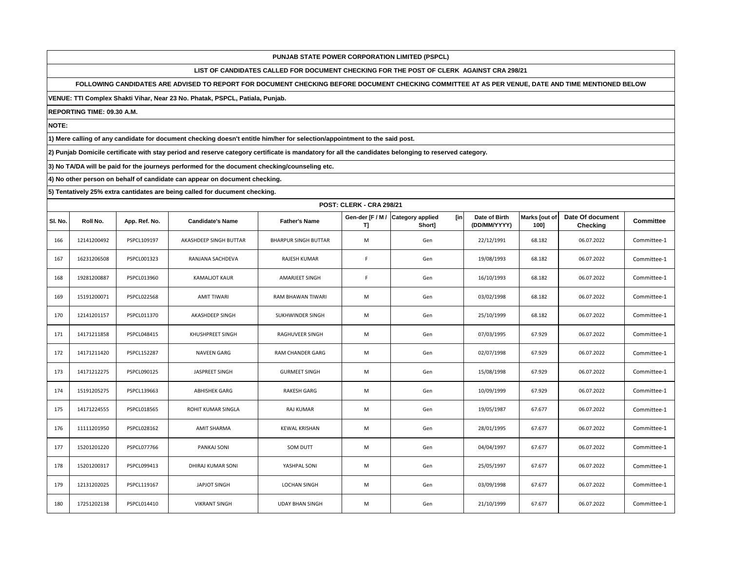**PUNJAB STATE POWER CORPORATION LIMITED (PSPCL)**

**LIST OF CANDIDATES CALLED FOR DOCUMENT CHECKING FOR THE POST OF CLERK AGAINST CRA 298/21**

**FOLLOWING CANDIDATES ARE ADVISED TO REPORT FOR DOCUMENT CHECKING BEFORE DOCUMENT CHECKING COMMITTEE AT AS PER VENUE, DATE AND TIME MENTIONED BELOW**

**VENUE: TTI Complex Shakti Vihar, Near 23 No. Phatak, PSPCL, Patiala, Punjab.**

**REPORTING TIME: 09.30 A.M.**

**NOTE:**

**1) Mere calling of any candidate for document checking doesn't entitle him/her for selection/appointment to the said post.**

**2) Punjab Domicile certificate with stay period and reserve category certificate is mandatory for all the candidates belonging to reserved category.**

**3) No TA/DA will be paid for the journeys performed for the document checking/counseling etc.**

**4) No other person on behalf of candidate can appear on document checking.**

**5) Tentatively 25% extra cantidates are being called for ducument checking.**

**POST: CLERK - CRA 298/21**

| Sl. No. | Roll No. | App. Ref. No. | Candidate's Name | Father's Name | Gen-der [F / M / T] | Category applied [in Short] | Date of Birth (DD/MM/YYYY) | Marks [out of 100] | Date Of document Checking | Committee |
|---|---|---|---|---|---|---|---|---|---|---|
| 166 | 12141200492 | PSPCL109197 | AKASHDEEP SINGH BUTTAR | BHARPUR SINGH BUTTAR | M | Gen | 22/12/1991 | 68.182 | 06.07.2022 | Committee-1 |
| 167 | 16231206508 | PSPCL001323 | RANJANA SACHDEVA | RAJESH KUMAR | F | Gen | 19/08/1993 | 68.182 | 06.07.2022 | Committee-1 |
| 168 | 19281200887 | PSPCL013960 | KAMALJOT KAUR | AMARJEET SINGH | F | Gen | 16/10/1993 | 68.182 | 06.07.2022 | Committee-1 |
| 169 | 15191200071 | PSPCL022568 | AMIT TIWARI | RAM BHAWAN TIWARI | M | Gen | 03/02/1998 | 68.182 | 06.07.2022 | Committee-1 |
| 170 | 12141201157 | PSPCL011370 | AKASHDEEP SINGH | SUKHWINDER SINGH | M | Gen | 25/10/1999 | 68.182 | 06.07.2022 | Committee-1 |
| 171 | 14171211858 | PSPCL048415 | KHUSHPREET SINGH | RAGHUVEER SINGH | M | Gen | 07/03/1995 | 67.929 | 06.07.2022 | Committee-1 |
| 172 | 14171211420 | PSPCL152287 | NAVEEN GARG | RAM CHANDER GARG | M | Gen | 02/07/1998 | 67.929 | 06.07.2022 | Committee-1 |
| 173 | 14171212275 | PSPCL090125 | JASPREET SINGH | GURMEET SINGH | M | Gen | 15/08/1998 | 67.929 | 06.07.2022 | Committee-1 |
| 174 | 15191205275 | PSPCL139663 | ABHISHEK GARG | RAKESH GARG | M | Gen | 10/09/1999 | 67.929 | 06.07.2022 | Committee-1 |
| 175 | 14171224555 | PSPCL018565 | ROHIT KUMAR SINGLA | RAJ KUMAR | M | Gen | 19/05/1987 | 67.677 | 06.07.2022 | Committee-1 |
| 176 | 11111201950 | PSPCL028162 | AMIT SHARMA | KEWAL KRISHAN | M | Gen | 28/01/1995 | 67.677 | 06.07.2022 | Committee-1 |
| 177 | 15201201220 | PSPCL077766 | PANKAJ SONI | SOM DUTT | M | Gen | 04/04/1997 | 67.677 | 06.07.2022 | Committee-1 |
| 178 | 15201200317 | PSPCL099413 | DHIRAJ KUMAR SONI | YASHPAL SONI | M | Gen | 25/05/1997 | 67.677 | 06.07.2022 | Committee-1 |
| 179 | 12131202025 | PSPCL119167 | JAPJOT SINGH | LOCHAN SINGH | M | Gen | 03/09/1998 | 67.677 | 06.07.2022 | Committee-1 |
| 180 | 17251202138 | PSPCL014410 | VIKRANT SINGH | UDAY BHAN SINGH | M | Gen | 21/10/1999 | 67.677 | 06.07.2022 | Committee-1 |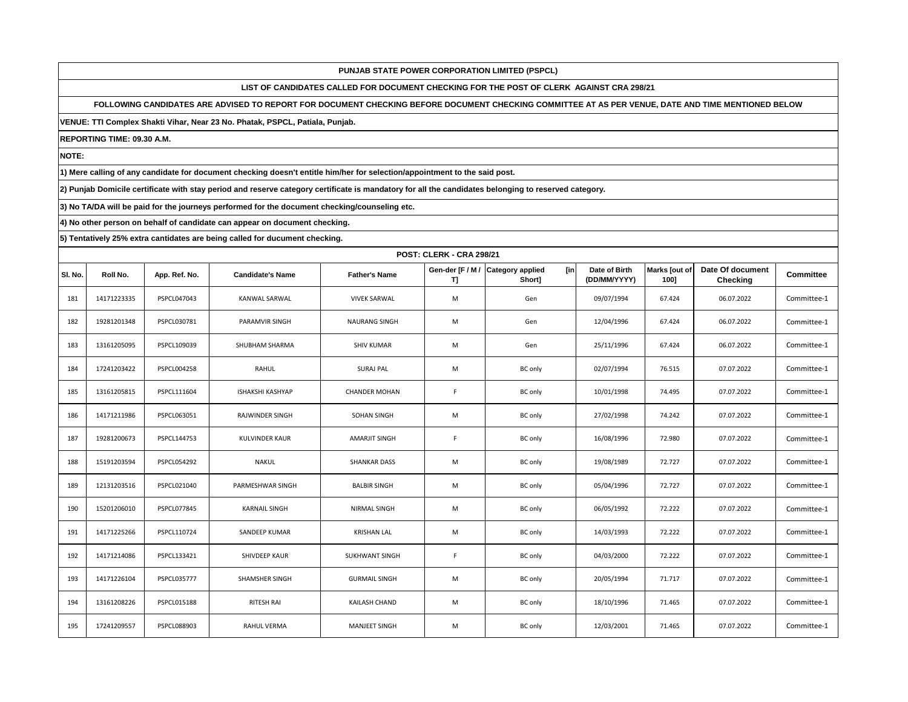**PUNJAB STATE POWER CORPORATION LIMITED (PSPCL)**

**LIST OF CANDIDATES CALLED FOR DOCUMENT CHECKING FOR THE POST OF CLERK AGAINST CRA 298/21**

**FOLLOWING CANDIDATES ARE ADVISED TO REPORT FOR DOCUMENT CHECKING BEFORE DOCUMENT CHECKING COMMITTEE AT AS PER VENUE, DATE AND TIME MENTIONED BELOW**

**VENUE: TTI Complex Shakti Vihar, Near 23 No. Phatak, PSPCL, Patiala, Punjab.**

**REPORTING TIME: 09.30 A.M.**

**NOTE:**

**1) Mere calling of any candidate for document checking doesn't entitle him/her for selection/appointment to the said post.**

**2) Punjab Domicile certificate with stay period and reserve category certificate is mandatory for all the candidates belonging to reserved category.**

**3) No TA/DA will be paid for the journeys performed for the document checking/counseling etc.**

**4) No other person on behalf of candidate can appear on document checking.**

**5) Tentatively 25% extra cantidates are being called for ducument checking.**

**POST: CLERK - CRA 298/21**

| Sl. No. | Roll No. | App. Ref. No. | Candidate's Name | Father's Name | Gen-der [F / M / T] | Category applied [in Short] | Date of Birth (DD/MM/YYYY) | Marks [out of 100] | Date Of document Checking | Committee |
|---|---|---|---|---|---|---|---|---|---|---|
| 181 | 14171223335 | PSPCL047043 | KANWAL SARWAL | VIVEK SARWAL | M | Gen | 09/07/1994 | 67.424 | 06.07.2022 | Committee-1 |
| 182 | 19281201348 | PSPCL030781 | PARAMVIR SINGH | NAURANG SINGH | M | Gen | 12/04/1996 | 67.424 | 06.07.2022 | Committee-1 |
| 183 | 13161205095 | PSPCL109039 | SHUBHAM SHARMA | SHIV KUMAR | M | Gen | 25/11/1996 | 67.424 | 06.07.2022 | Committee-1 |
| 184 | 17241203422 | PSPCL004258 | RAHUL | SURAJ PAL | M | BC only | 02/07/1994 | 76.515 | 07.07.2022 | Committee-1 |
| 185 | 13161205815 | PSPCL111604 | ISHAKSHI KASHYAP | CHANDER MOHAN | F | BC only | 10/01/1998 | 74.495 | 07.07.2022 | Committee-1 |
| 186 | 14171211986 | PSPCL063051 | RAJWINDER SINGH | SOHAN SINGH | M | BC only | 27/02/1998 | 74.242 | 07.07.2022 | Committee-1 |
| 187 | 19281200673 | PSPCL144753 | KULVINDER KAUR | AMARJIT SINGH | F | BC only | 16/08/1996 | 72.980 | 07.07.2022 | Committee-1 |
| 188 | 15191203594 | PSPCL054292 | NAKUL | SHANKAR DASS | M | BC only | 19/08/1989 | 72.727 | 07.07.2022 | Committee-1 |
| 189 | 12131203516 | PSPCL021040 | PARMESHWAR SINGH | BALBIR SINGH | M | BC only | 05/04/1996 | 72.727 | 07.07.2022 | Committee-1 |
| 190 | 15201206010 | PSPCL077845 | KARNAIL SINGH | NIRMAL SINGH | M | BC only | 06/05/1992 | 72.222 | 07.07.2022 | Committee-1 |
| 191 | 14171225266 | PSPCL110724 | SANDEEP KUMAR | KRISHAN LAL | M | BC only | 14/03/1993 | 72.222 | 07.07.2022 | Committee-1 |
| 192 | 14171214086 | PSPCL133421 | SHIVDEEP KAUR | SUKHWANT SINGH | F | BC only | 04/03/2000 | 72.222 | 07.07.2022 | Committee-1 |
| 193 | 14171226104 | PSPCL035777 | SHAMSHER SINGH | GURMAIL SINGH | M | BC only | 20/05/1994 | 71.717 | 07.07.2022 | Committee-1 |
| 194 | 13161208226 | PSPCL015188 | RITESH RAI | KAILASH CHAND | M | BC only | 18/10/1996 | 71.465 | 07.07.2022 | Committee-1 |
| 195 | 17241209557 | PSPCL088903 | RAHUL VERMA | MANJEET SINGH | M | BC only | 12/03/2001 | 71.465 | 07.07.2022 | Committee-1 |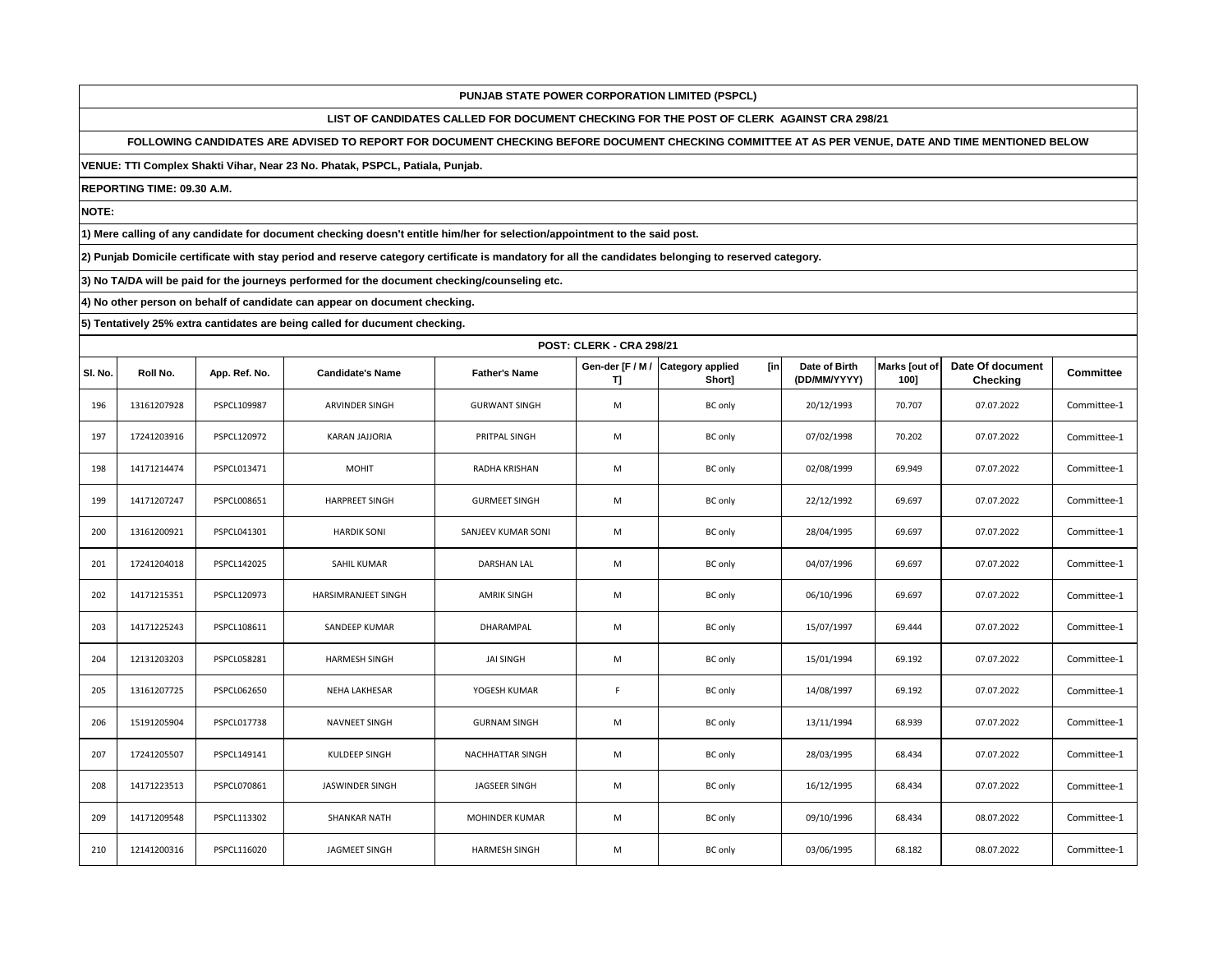**PUNJAB STATE POWER CORPORATION LIMITED (PSPCL)**

**LIST OF CANDIDATES CALLED FOR DOCUMENT CHECKING FOR THE POST OF CLERK AGAINST CRA 298/21**

**FOLLOWING CANDIDATES ARE ADVISED TO REPORT FOR DOCUMENT CHECKING BEFORE DOCUMENT CHECKING COMMITTEE AT AS PER VENUE, DATE AND TIME MENTIONED BELOW**

**VENUE: TTI Complex Shakti Vihar, Near 23 No. Phatak, PSPCL, Patiala, Punjab.**

**REPORTING TIME: 09.30 A.M.**

**NOTE:**

**1) Mere calling of any candidate for document checking doesn't entitle him/her for selection/appointment to the said post.**

**2) Punjab Domicile certificate with stay period and reserve category certificate is mandatory for all the candidates belonging to reserved category.**

**3) No TA/DA will be paid for the journeys performed for the document checking/counseling etc.**

**4) No other person on behalf of candidate can appear on document checking.**

**5) Tentatively 25% extra cantidates are being called for ducument checking.**

**POST: CLERK - CRA 298/21**

| Sl. No. | Roll No. | App. Ref. No. | Candidate's Name | Father's Name | Gen-der [F / M / T] | Category applied [in Short] | Date of Birth (DD/MM/YYYY) | Marks [out of 100] | Date Of document Checking | Committee |
|---|---|---|---|---|---|---|---|---|---|---|
| 196 | 13161207928 | PSPCL109987 | ARVINDER SINGH | GURWANT SINGH | M | BC only | 20/12/1993 | 70.707 | 07.07.2022 | Committee-1 |
| 197 | 17241203916 | PSPCL120972 | KARAN JAJJORIA | PRITPAL SINGH | M | BC only | 07/02/1998 | 70.202 | 07.07.2022 | Committee-1 |
| 198 | 14171214474 | PSPCL013471 | MOHIT | RADHA KRISHAN | M | BC only | 02/08/1999 | 69.949 | 07.07.2022 | Committee-1 |
| 199 | 14171207247 | PSPCL008651 | HARPREET SINGH | GURMEET SINGH | M | BC only | 22/12/1992 | 69.697 | 07.07.2022 | Committee-1 |
| 200 | 13161200921 | PSPCL041301 | HARDIK SONI | SANJEEV KUMAR SONI | M | BC only | 28/04/1995 | 69.697 | 07.07.2022 | Committee-1 |
| 201 | 17241204018 | PSPCL142025 | SAHIL KUMAR | DARSHAN LAL | M | BC only | 04/07/1996 | 69.697 | 07.07.2022 | Committee-1 |
| 202 | 14171215351 | PSPCL120973 | HARSIMRANJEET SINGH | AMRIK SINGH | M | BC only | 06/10/1996 | 69.697 | 07.07.2022 | Committee-1 |
| 203 | 14171225243 | PSPCL108611 | SANDEEP KUMAR | DHARAMPAL | M | BC only | 15/07/1997 | 69.444 | 07.07.2022 | Committee-1 |
| 204 | 12131203203 | PSPCL058281 | HARMESH SINGH | JAI SINGH | M | BC only | 15/01/1994 | 69.192 | 07.07.2022 | Committee-1 |
| 205 | 13161207725 | PSPCL062650 | NEHA LAKHESAR | YOGESH KUMAR | F | BC only | 14/08/1997 | 69.192 | 07.07.2022 | Committee-1 |
| 206 | 15191205904 | PSPCL017738 | NAVNEET SINGH | GURNAM SINGH | M | BC only | 13/11/1994 | 68.939 | 07.07.2022 | Committee-1 |
| 207 | 17241205507 | PSPCL149141 | KULDEEP SINGH | NACHHATTAR SINGH | M | BC only | 28/03/1995 | 68.434 | 07.07.2022 | Committee-1 |
| 208 | 14171223513 | PSPCL070861 | JASWINDER SINGH | JAGSEER SINGH | M | BC only | 16/12/1995 | 68.434 | 07.07.2022 | Committee-1 |
| 209 | 14171209548 | PSPCL113302 | SHANKAR NATH | MOHINDER KUMAR | M | BC only | 09/10/1996 | 68.434 | 08.07.2022 | Committee-1 |
| 210 | 12141200316 | PSPCL116020 | JAGMEET SINGH | HARMESH SINGH | M | BC only | 03/06/1995 | 68.182 | 08.07.2022 | Committee-1 |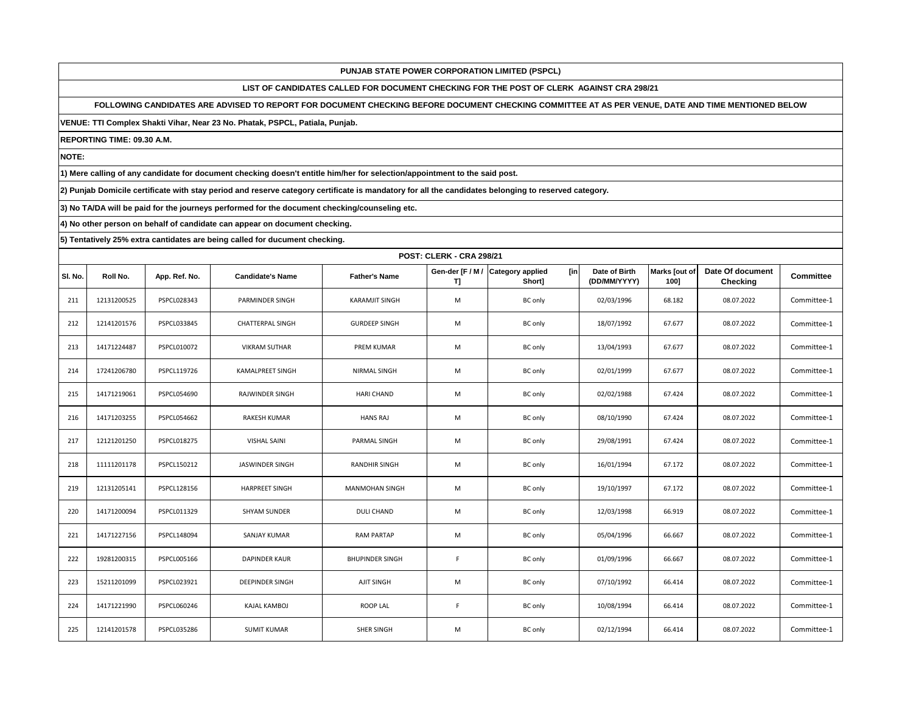**PUNJAB STATE POWER CORPORATION LIMITED (PSPCL)**

**LIST OF CANDIDATES CALLED FOR DOCUMENT CHECKING FOR THE POST OF CLERK AGAINST CRA 298/21**

**FOLLOWING CANDIDATES ARE ADVISED TO REPORT FOR DOCUMENT CHECKING BEFORE DOCUMENT CHECKING COMMITTEE AT AS PER VENUE, DATE AND TIME MENTIONED BELOW**

**VENUE: TTI Complex Shakti Vihar, Near 23 No. Phatak, PSPCL, Patiala, Punjab.**

**REPORTING TIME: 09.30 A.M.**

**NOTE:**

**1) Mere calling of any candidate for document checking doesn't entitle him/her for selection/appointment to the said post.**

**2) Punjab Domicile certificate with stay period and reserve category certificate is mandatory for all the candidates belonging to reserved category.**

**3) No TA/DA will be paid for the journeys performed for the document checking/counseling etc.**

**4) No other person on behalf of candidate can appear on document checking.**

**5) Tentatively 25% extra cantidates are being called for ducument checking.**

**POST: CLERK - CRA 298/21**

| Sl. No. | Roll No. | App. Ref. No. | Candidate's Name | Father's Name | Gen-der [F / M / T] | Category applied [in Short] | Date of Birth (DD/MM/YYYY) | Marks [out of 100] | Date Of document Checking | Committee |
|---|---|---|---|---|---|---|---|---|---|---|
| 211 | 12131200525 | PSPCL028343 | PARMINDER SINGH | KARAMJIT SINGH | M | BC only | 02/03/1996 | 68.182 | 08.07.2022 | Committee-1 |
| 212 | 12141201576 | PSPCL033845 | CHATTERPAL SINGH | GURDEEP SINGH | M | BC only | 18/07/1992 | 67.677 | 08.07.2022 | Committee-1 |
| 213 | 14171224487 | PSPCL010072 | VIKRAM SUTHAR | PREM KUMAR | M | BC only | 13/04/1993 | 67.677 | 08.07.2022 | Committee-1 |
| 214 | 17241206780 | PSPCL119726 | KAMALPREET SINGH | NIRMAL SINGH | M | BC only | 02/01/1999 | 67.677 | 08.07.2022 | Committee-1 |
| 215 | 14171219061 | PSPCL054690 | RAJWINDER SINGH | HARI CHAND | M | BC only | 02/02/1988 | 67.424 | 08.07.2022 | Committee-1 |
| 216 | 14171203255 | PSPCL054662 | RAKESH KUMAR | HANS RAJ | M | BC only | 08/10/1990 | 67.424 | 08.07.2022 | Committee-1 |
| 217 | 12121201250 | PSPCL018275 | VISHAL SAINI | PARMAL SINGH | M | BC only | 29/08/1991 | 67.424 | 08.07.2022 | Committee-1 |
| 218 | 11111201178 | PSPCL150212 | JASWINDER SINGH | RANDHIR SINGH | M | BC only | 16/01/1994 | 67.172 | 08.07.2022 | Committee-1 |
| 219 | 12131205141 | PSPCL128156 | HARPREET SINGH | MANMOHAN SINGH | M | BC only | 19/10/1997 | 67.172 | 08.07.2022 | Committee-1 |
| 220 | 14171200094 | PSPCL011329 | SHYAM SUNDER | DULI CHAND | M | BC only | 12/03/1998 | 66.919 | 08.07.2022 | Committee-1 |
| 221 | 14171227156 | PSPCL148094 | SANJAY KUMAR | RAM PARTAP | M | BC only | 05/04/1996 | 66.667 | 08.07.2022 | Committee-1 |
| 222 | 19281200315 | PSPCL005166 | DAPINDER KAUR | BHUPINDER SINGH | F | BC only | 01/09/1996 | 66.667 | 08.07.2022 | Committee-1 |
| 223 | 15211201099 | PSPCL023921 | DEEPINDER SINGH | AJIT SINGH | M | BC only | 07/10/1992 | 66.414 | 08.07.2022 | Committee-1 |
| 224 | 14171221990 | PSPCL060246 | KAJAL KAMBOJ | ROOP LAL | F | BC only | 10/08/1994 | 66.414 | 08.07.2022 | Committee-1 |
| 225 | 12141201578 | PSPCL035286 | SUMIT KUMAR | SHER SINGH | M | BC only | 02/12/1994 | 66.414 | 08.07.2022 | Committee-1 |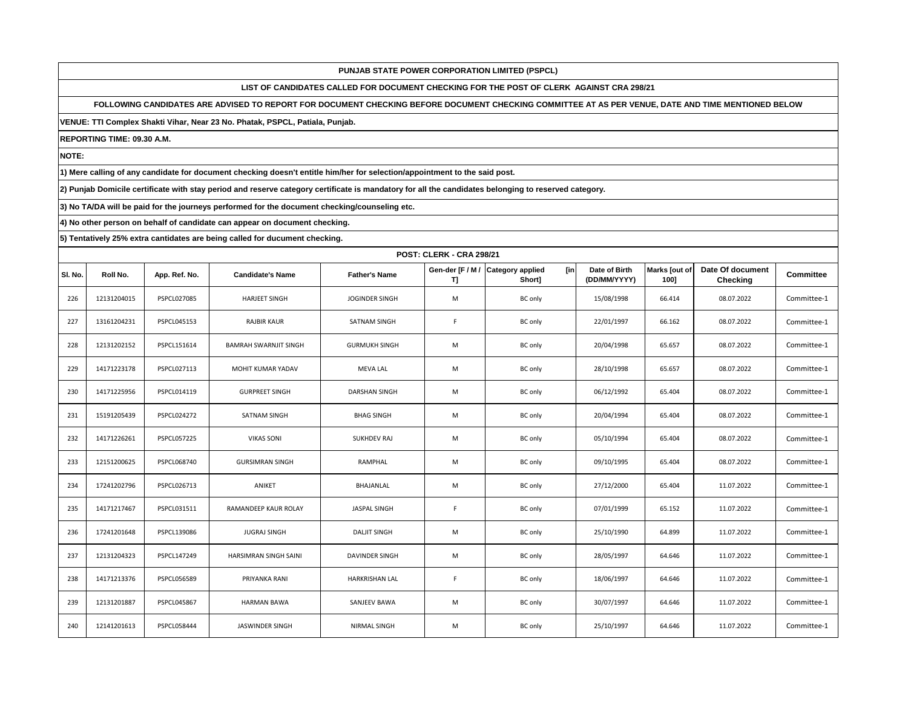**PUNJAB STATE POWER CORPORATION LIMITED (PSPCL)**

**LIST OF CANDIDATES CALLED FOR DOCUMENT CHECKING FOR THE POST OF CLERK AGAINST CRA 298/21**

**FOLLOWING CANDIDATES ARE ADVISED TO REPORT FOR DOCUMENT CHECKING BEFORE DOCUMENT CHECKING COMMITTEE AT AS PER VENUE, DATE AND TIME MENTIONED BELOW**

**VENUE: TTI Complex Shakti Vihar, Near 23 No. Phatak, PSPCL, Patiala, Punjab.**

**REPORTING TIME: 09.30 A.M.**

**NOTE:**

**1) Mere calling of any candidate for document checking doesn't entitle him/her for selection/appointment to the said post.**

**2) Punjab Domicile certificate with stay period and reserve category certificate is mandatory for all the candidates belonging to reserved category.**

**3) No TA/DA will be paid for the journeys performed for the document checking/counseling etc.**

**4) No other person on behalf of candidate can appear on document checking.**

**5) Tentatively 25% extra cantidates are being called for ducument checking.**

**POST: CLERK - CRA 298/21**

| Sl. No. | Roll No. | App. Ref. No. | Candidate's Name | Father's Name | Gen-der [F / M / T] | Category applied [in Short] | Date of Birth (DD/MM/YYYY) | Marks [out of 100] | Date Of document Checking | Committee |
|---|---|---|---|---|---|---|---|---|---|---|
| 226 | 12131204015 | PSPCL027085 | HARJEET SINGH | JOGINDER SINGH | M | BC only | 15/08/1998 | 66.414 | 08.07.2022 | Committee-1 |
| 227 | 13161204231 | PSPCL045153 | RAJBIR KAUR | SATNAM SINGH | F | BC only | 22/01/1997 | 66.162 | 08.07.2022 | Committee-1 |
| 228 | 12131202152 | PSPCL151614 | BAMRAH SWARNJIT SINGH | GURMUKH SINGH | M | BC only | 20/04/1998 | 65.657 | 08.07.2022 | Committee-1 |
| 229 | 14171223178 | PSPCL027113 | MOHIT KUMAR YADAV | MEVA LAL | M | BC only | 28/10/1998 | 65.657 | 08.07.2022 | Committee-1 |
| 230 | 14171225956 | PSPCL014119 | GURPREET SINGH | DARSHAN SINGH | M | BC only | 06/12/1992 | 65.404 | 08.07.2022 | Committee-1 |
| 231 | 15191205439 | PSPCL024272 | SATNAM SINGH | BHAG SINGH | M | BC only | 20/04/1994 | 65.404 | 08.07.2022 | Committee-1 |
| 232 | 14171226261 | PSPCL057225 | VIKAS SONI | SUKHDEV RAJ | M | BC only | 05/10/1994 | 65.404 | 08.07.2022 | Committee-1 |
| 233 | 12151200625 | PSPCL068740 | GURSIMRAN SINGH | RAMPHAL | M | BC only | 09/10/1995 | 65.404 | 08.07.2022 | Committee-1 |
| 234 | 17241202796 | PSPCL026713 | ANIKET | BHAJANLAL | M | BC only | 27/12/2000 | 65.404 | 11.07.2022 | Committee-1 |
| 235 | 14171217467 | PSPCL031511 | RAMANDEEP KAUR ROLAY | JASPAL SINGH | F | BC only | 07/01/1999 | 65.152 | 11.07.2022 | Committee-1 |
| 236 | 17241201648 | PSPCL139086 | JUGRAJ SINGH | DALJIT SINGH | M | BC only | 25/10/1990 | 64.899 | 11.07.2022 | Committee-1 |
| 237 | 12131204323 | PSPCL147249 | HARSIMRAN SINGH SAINI | DAVINDER SINGH | M | BC only | 28/05/1997 | 64.646 | 11.07.2022 | Committee-1 |
| 238 | 14171213376 | PSPCL056589 | PRIYANKA RANI | HARKRISHAN LAL | F | BC only | 18/06/1997 | 64.646 | 11.07.2022 | Committee-1 |
| 239 | 12131201887 | PSPCL045867 | HARMAN BAWA | SANJEEV BAWA | M | BC only | 30/07/1997 | 64.646 | 11.07.2022 | Committee-1 |
| 240 | 12141201613 | PSPCL058444 | JASWINDER SINGH | NIRMAL SINGH | M | BC only | 25/10/1997 | 64.646 | 11.07.2022 | Committee-1 |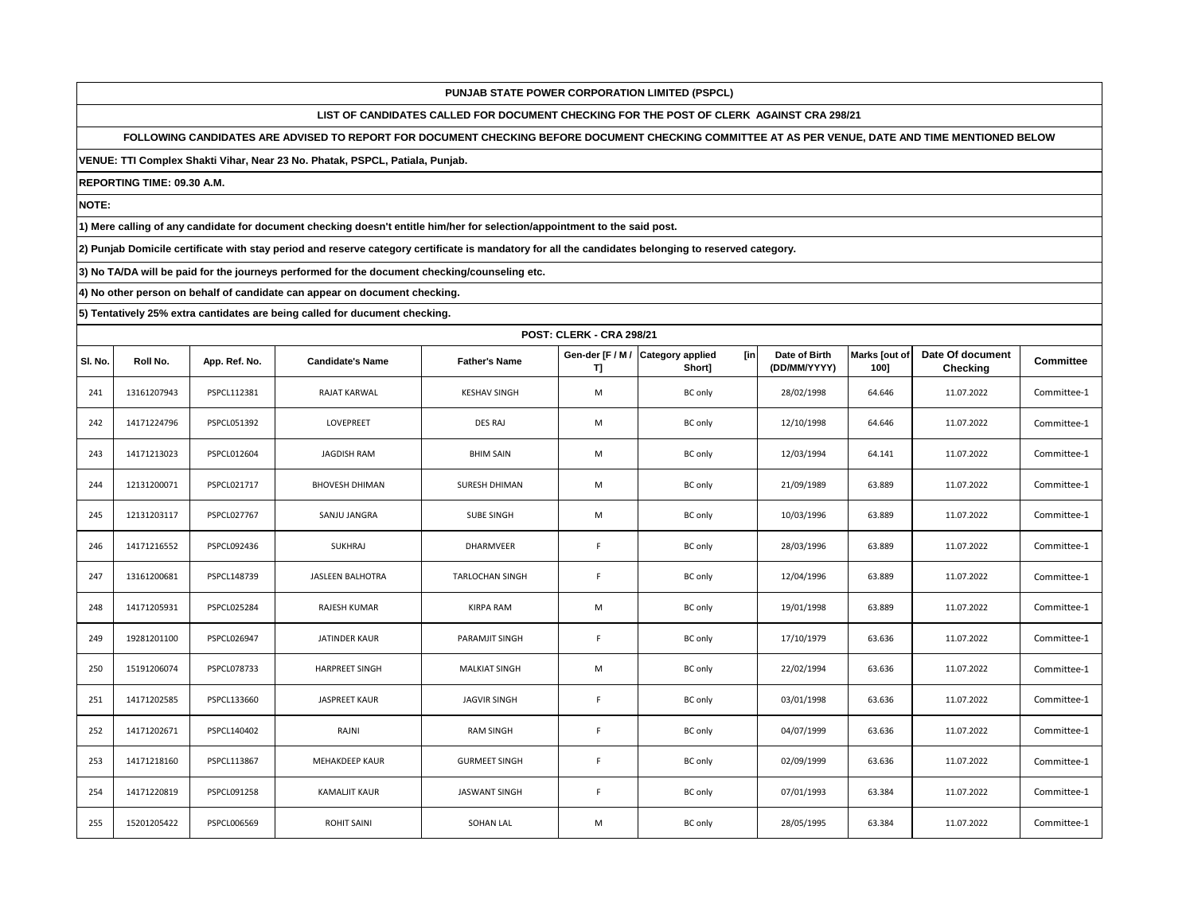**PUNJAB STATE POWER CORPORATION LIMITED (PSPCL)**

**LIST OF CANDIDATES CALLED FOR DOCUMENT CHECKING FOR THE POST OF CLERK AGAINST CRA 298/21**

**FOLLOWING CANDIDATES ARE ADVISED TO REPORT FOR DOCUMENT CHECKING BEFORE DOCUMENT CHECKING COMMITTEE AT AS PER VENUE, DATE AND TIME MENTIONED BELOW**

**VENUE: TTI Complex Shakti Vihar, Near 23 No. Phatak, PSPCL, Patiala, Punjab.**

**REPORTING TIME: 09.30 A.M.**

**NOTE:**

**1) Mere calling of any candidate for document checking doesn't entitle him/her for selection/appointment to the said post.**

**2) Punjab Domicile certificate with stay period and reserve category certificate is mandatory for all the candidates belonging to reserved category.**

**3) No TA/DA will be paid for the journeys performed for the document checking/counseling etc.**

**4) No other person on behalf of candidate can appear on document checking.**

**5) Tentatively 25% extra cantidates are being called for ducument checking.**

**POST: CLERK - CRA 298/21**

| Sl. No. | Roll No. | App. Ref. No. | Candidate's Name | Father's Name | Gen-der [F / M / T] | Category applied [in Short] | Date of Birth (DD/MM/YYYY) | Marks [out of 100] | Date Of document Checking | Committee |
|---|---|---|---|---|---|---|---|---|---|---|
| 241 | 13161207943 | PSPCL112381 | RAJAT KARWAL | KESHAV SINGH | M | BC only | 28/02/1998 | 64.646 | 11.07.2022 | Committee-1 |
| 242 | 14171224796 | PSPCL051392 | LOVEPREET | DES RAJ | M | BC only | 12/10/1998 | 64.646 | 11.07.2022 | Committee-1 |
| 243 | 14171213023 | PSPCL012604 | JAGDISH RAM | BHIM SAIN | M | BC only | 12/03/1994 | 64.141 | 11.07.2022 | Committee-1 |
| 244 | 12131200071 | PSPCL021717 | BHOVESH DHIMAN | SURESH DHIMAN | M | BC only | 21/09/1989 | 63.889 | 11.07.2022 | Committee-1 |
| 245 | 12131203117 | PSPCL027767 | SANJU JANGRA | SUBE SINGH | M | BC only | 10/03/1996 | 63.889 | 11.07.2022 | Committee-1 |
| 246 | 14171216552 | PSPCL092436 | SUKHRAJ | DHARMVEER | F | BC only | 28/03/1996 | 63.889 | 11.07.2022 | Committee-1 |
| 247 | 13161200681 | PSPCL148739 | JASLEEN BALHOTRA | TARLOCHAN SINGH | F | BC only | 12/04/1996 | 63.889 | 11.07.2022 | Committee-1 |
| 248 | 14171205931 | PSPCL025284 | RAJESH KUMAR | KIRPA RAM | M | BC only | 19/01/1998 | 63.889 | 11.07.2022 | Committee-1 |
| 249 | 19281201100 | PSPCL026947 | JATINDER KAUR | PARAMJIT SINGH | F | BC only | 17/10/1979 | 63.636 | 11.07.2022 | Committee-1 |
| 250 | 15191206074 | PSPCL078733 | HARPREET SINGH | MALKIAT SINGH | M | BC only | 22/02/1994 | 63.636 | 11.07.2022 | Committee-1 |
| 251 | 14171202585 | PSPCL133660 | JASPREET KAUR | JAGVIR SINGH | F | BC only | 03/01/1998 | 63.636 | 11.07.2022 | Committee-1 |
| 252 | 14171202671 | PSPCL140402 | RAJNI | RAM SINGH | F | BC only | 04/07/1999 | 63.636 | 11.07.2022 | Committee-1 |
| 253 | 14171218160 | PSPCL113867 | MEHAKDEEP KAUR | GURMEET SINGH | F | BC only | 02/09/1999 | 63.636 | 11.07.2022 | Committee-1 |
| 254 | 14171220819 | PSPCL091258 | KAMALJIT KAUR | JASWANT SINGH | F | BC only | 07/01/1993 | 63.384 | 11.07.2022 | Committee-1 |
| 255 | 15201205422 | PSPCL006569 | ROHIT SAINI | SOHAN LAL | M | BC only | 28/05/1995 | 63.384 | 11.07.2022 | Committee-1 |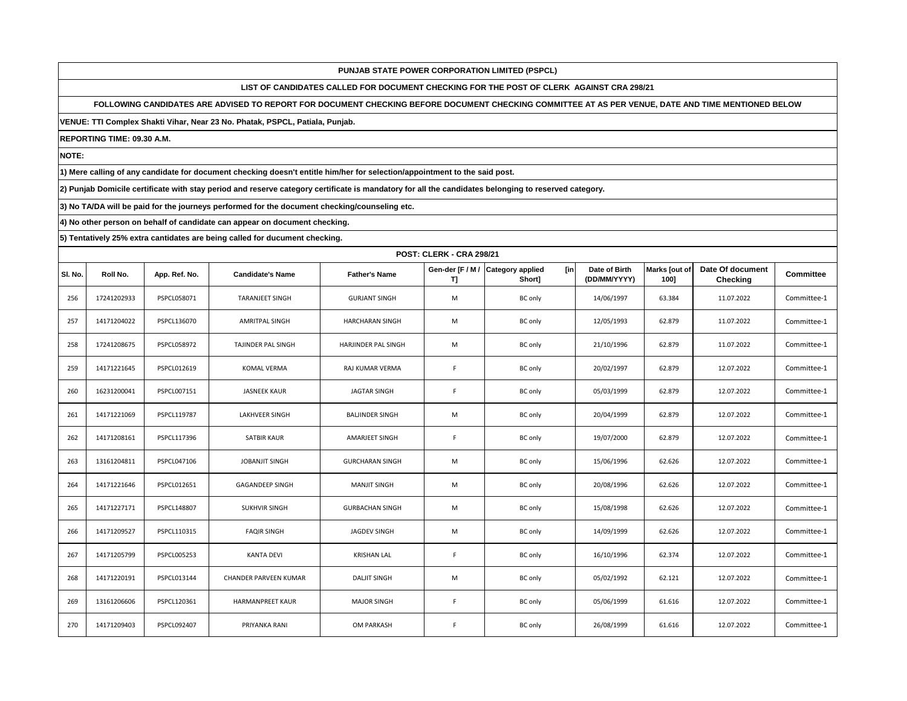**PUNJAB STATE POWER CORPORATION LIMITED (PSPCL)**

**LIST OF CANDIDATES CALLED FOR DOCUMENT CHECKING FOR THE POST OF CLERK AGAINST CRA 298/21**

**FOLLOWING CANDIDATES ARE ADVISED TO REPORT FOR DOCUMENT CHECKING BEFORE DOCUMENT CHECKING COMMITTEE AT AS PER VENUE, DATE AND TIME MENTIONED BELOW**

**VENUE: TTI Complex Shakti Vihar, Near 23 No. Phatak, PSPCL, Patiala, Punjab.**

**REPORTING TIME: 09.30 A.M.**

**NOTE:**

**1) Mere calling of any candidate for document checking doesn't entitle him/her for selection/appointment to the said post.**

**2) Punjab Domicile certificate with stay period and reserve category certificate is mandatory for all the candidates belonging to reserved category.**

**3) No TA/DA will be paid for the journeys performed for the document checking/counseling etc.**

**4) No other person on behalf of candidate can appear on document checking.**

**5) Tentatively 25% extra cantidates are being called for ducument checking.**

**POST: CLERK - CRA 298/21**

| Sl. No. | Roll No. | App. Ref. No. | Candidate's Name | Father's Name | Gen-der [F / M / T] | Category applied [in Short] | Date of Birth (DD/MM/YYYY) | Marks [out of 100] | Date Of document Checking | Committee |
|---|---|---|---|---|---|---|---|---|---|---|
| 256 | 17241202933 | PSPCL058071 | TARANJEET SINGH | GURJANT SINGH | M | BC only | 14/06/1997 | 63.384 | 11.07.2022 | Committee-1 |
| 257 | 14171204022 | PSPCL136070 | AMRITPAL SINGH | HARCHARAN SINGH | M | BC only | 12/05/1993 | 62.879 | 11.07.2022 | Committee-1 |
| 258 | 17241208675 | PSPCL058972 | TAJINDER PAL SINGH | HARJINDER PAL SINGH | M | BC only | 21/10/1996 | 62.879 | 11.07.2022 | Committee-1 |
| 259 | 14171221645 | PSPCL012619 | KOMAL VERMA | RAJ KUMAR VERMA | F | BC only | 20/02/1997 | 62.879 | 12.07.2022 | Committee-1 |
| 260 | 16231200041 | PSPCL007151 | JASNEEK KAUR | JAGTAR SINGH | F | BC only | 05/03/1999 | 62.879 | 12.07.2022 | Committee-1 |
| 261 | 14171221069 | PSPCL119787 | LAKHVEER SINGH | BALJINDER SINGH | M | BC only | 20/04/1999 | 62.879 | 12.07.2022 | Committee-1 |
| 262 | 14171208161 | PSPCL117396 | SATBIR KAUR | AMARJEET SINGH | F | BC only | 19/07/2000 | 62.879 | 12.07.2022 | Committee-1 |
| 263 | 13161204811 | PSPCL047106 | JOBANJIT SINGH | GURCHARAN SINGH | M | BC only | 15/06/1996 | 62.626 | 12.07.2022 | Committee-1 |
| 264 | 14171221646 | PSPCL012651 | GAGANDEEP SINGH | MANJIT SINGH | M | BC only | 20/08/1996 | 62.626 | 12.07.2022 | Committee-1 |
| 265 | 14171227171 | PSPCL148807 | SUKHVIR SINGH | GURBACHAN SINGH | M | BC only | 15/08/1998 | 62.626 | 12.07.2022 | Committee-1 |
| 266 | 14171209527 | PSPCL110315 | FAQIR SINGH | JAGDEV SINGH | M | BC only | 14/09/1999 | 62.626 | 12.07.2022 | Committee-1 |
| 267 | 14171205799 | PSPCL005253 | KANTA DEVI | KRISHAN LAL | F | BC only | 16/10/1996 | 62.374 | 12.07.2022 | Committee-1 |
| 268 | 14171220191 | PSPCL013144 | CHANDER PARVEEN KUMAR | DALJIT SINGH | M | BC only | 05/02/1992 | 62.121 | 12.07.2022 | Committee-1 |
| 269 | 13161206606 | PSPCL120361 | HARMANPREET KAUR | MAJOR SINGH | F | BC only | 05/06/1999 | 61.616 | 12.07.2022 | Committee-1 |
| 270 | 14171209403 | PSPCL092407 | PRIYANKA RANI | OM PARKASH | F | BC only | 26/08/1999 | 61.616 | 12.07.2022 | Committee-1 |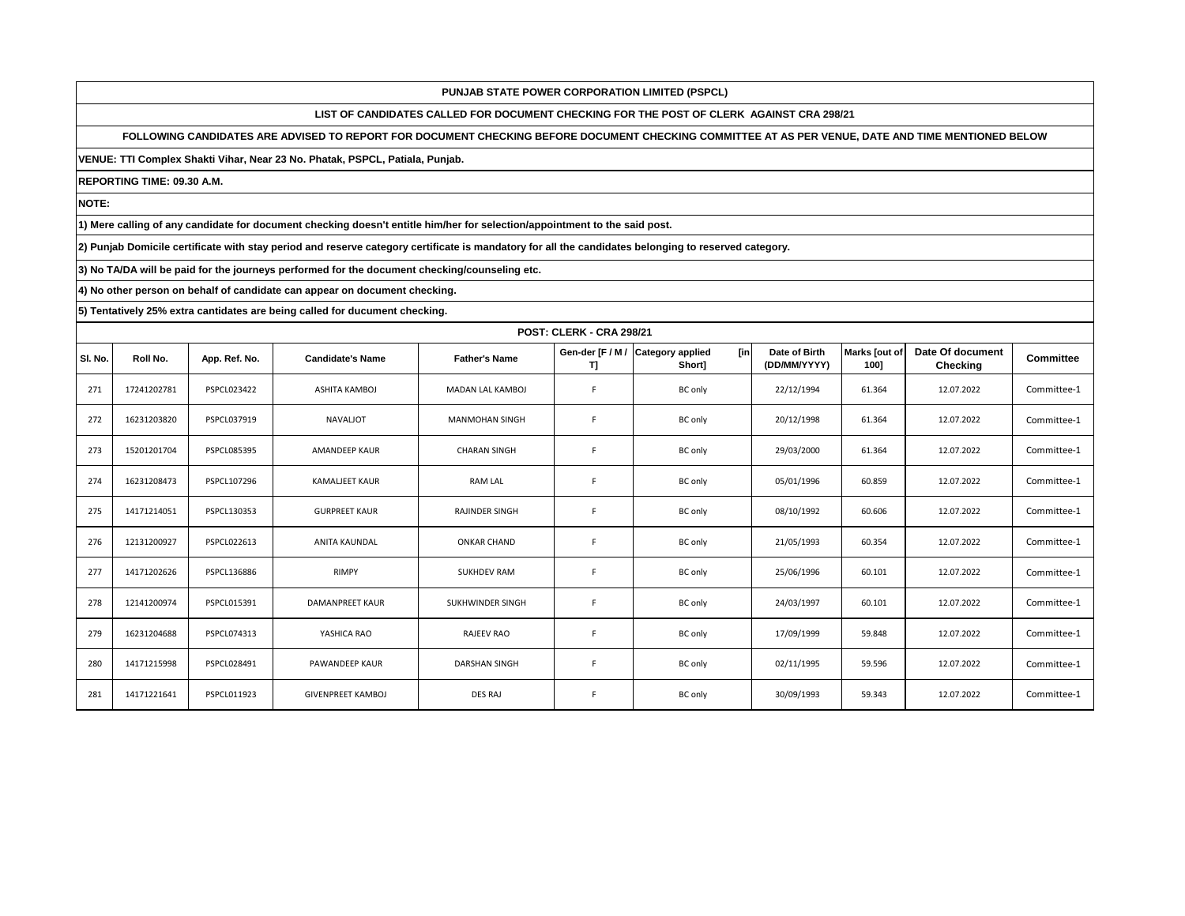**PUNJAB STATE POWER CORPORATION LIMITED (PSPCL)**

**LIST OF CANDIDATES CALLED FOR DOCUMENT CHECKING FOR THE POST OF CLERK AGAINST CRA 298/21**

**FOLLOWING CANDIDATES ARE ADVISED TO REPORT FOR DOCUMENT CHECKING BEFORE DOCUMENT CHECKING COMMITTEE AT AS PER VENUE, DATE AND TIME MENTIONED BELOW**

**VENUE: TTI Complex Shakti Vihar, Near 23 No. Phatak, PSPCL, Patiala, Punjab.**

**REPORTING TIME: 09.30 A.M.**

**NOTE:**

**1) Mere calling of any candidate for document checking doesn't entitle him/her for selection/appointment to the said post.**

**2) Punjab Domicile certificate with stay period and reserve category certificate is mandatory for all the candidates belonging to reserved category.**

**3) No TA/DA will be paid for the journeys performed for the document checking/counseling etc.**

**4) No other person on behalf of candidate can appear on document checking.**

**5) Tentatively 25% extra cantidates are being called for ducument checking.**

**POST: CLERK - CRA 298/21**

| Sl. No. | Roll No. | App. Ref. No. | Candidate's Name | Father's Name | Gen-der [F / M / T] | Category applied [in Short] | Date of Birth (DD/MM/YYYY) | Marks [out of 100] | Date Of document Checking | Committee |
|---|---|---|---|---|---|---|---|---|---|---|
| 271 | 17241202781 | PSPCL023422 | ASHITA KAMBOJ | MADAN LAL KAMBOJ | F | BC only | 22/12/1994 | 61.364 | 12.07.2022 | Committee-1 |
| 272 | 16231203820 | PSPCL037919 | NAVALJOT | MANMOHAN SINGH | F | BC only | 20/12/1998 | 61.364 | 12.07.2022 | Committee-1 |
| 273 | 15201201704 | PSPCL085395 | AMANDEEP KAUR | CHARAN SINGH | F | BC only | 29/03/2000 | 61.364 | 12.07.2022 | Committee-1 |
| 274 | 16231208473 | PSPCL107296 | KAMALJEET KAUR | RAM LAL | F | BC only | 05/01/1996 | 60.859 | 12.07.2022 | Committee-1 |
| 275 | 14171214051 | PSPCL130353 | GURPREET KAUR | RAJINDER SINGH | F | BC only | 08/10/1992 | 60.606 | 12.07.2022 | Committee-1 |
| 276 | 12131200927 | PSPCL022613 | ANITA KAUNDAL | ONKAR CHAND | F | BC only | 21/05/1993 | 60.354 | 12.07.2022 | Committee-1 |
| 277 | 14171202626 | PSPCL136886 | RIMPY | SUKHDEV RAM | F | BC only | 25/06/1996 | 60.101 | 12.07.2022 | Committee-1 |
| 278 | 12141200974 | PSPCL015391 | DAMANPREET KAUR | SUKHWINDER SINGH | F | BC only | 24/03/1997 | 60.101 | 12.07.2022 | Committee-1 |
| 279 | 16231204688 | PSPCL074313 | YASHICA RAO | RAJEEV RAO | F | BC only | 17/09/1999 | 59.848 | 12.07.2022 | Committee-1 |
| 280 | 14171215998 | PSPCL028491 | PAWANDEEP KAUR | DARSHAN SINGH | F | BC only | 02/11/1995 | 59.596 | 12.07.2022 | Committee-1 |
| 281 | 14171221641 | PSPCL011923 | GIVENPREET KAMBOJ | DES RAJ | F | BC only | 30/09/1993 | 59.343 | 12.07.2022 | Committee-1 |